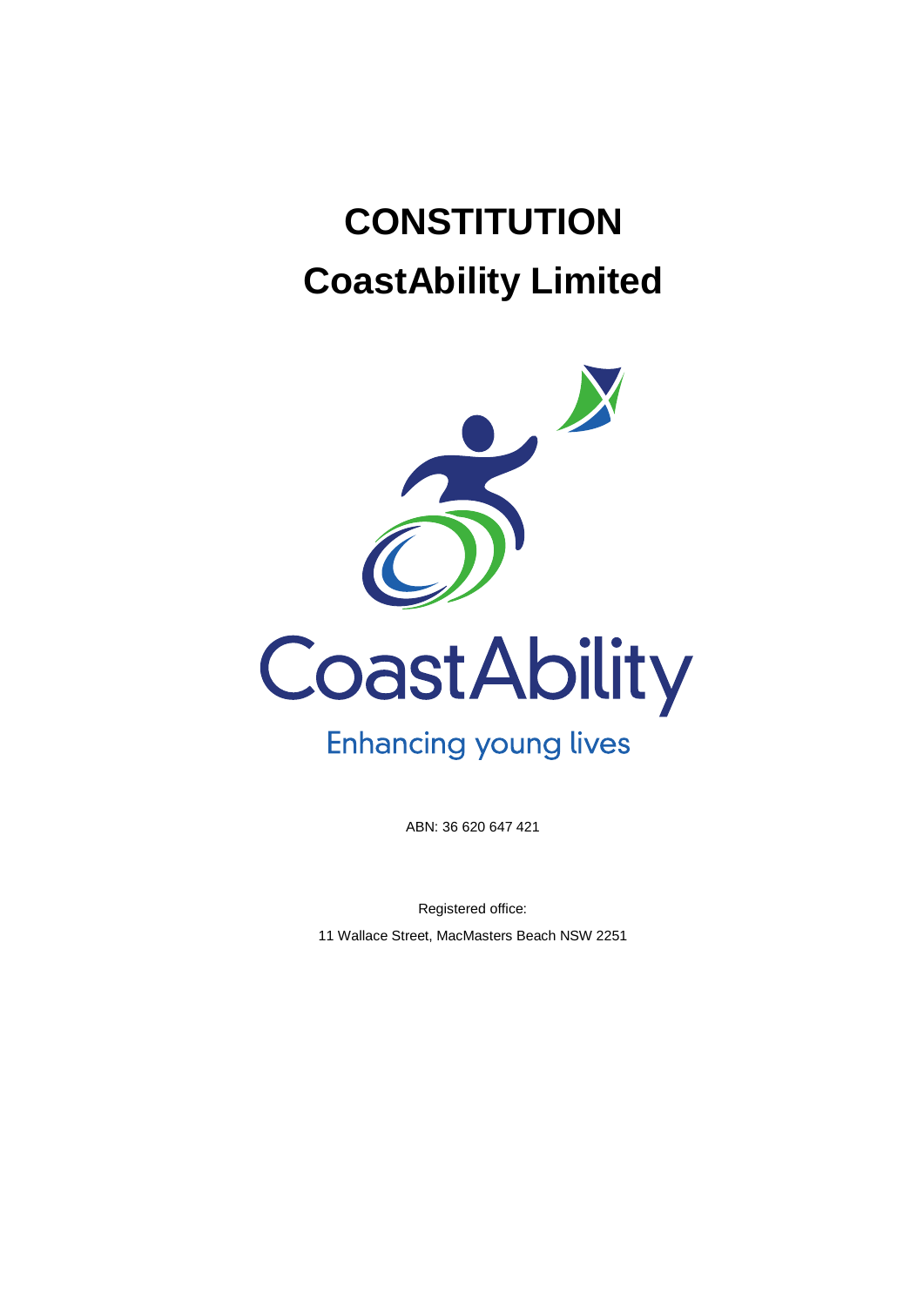# CONSTITUTION

# CoastAbility Limited

CoastAbility

Enhancing young lives

ABN: 36 620 647 421

Registered office:

11 Wallace Street, MacMasters Beach NSW 2251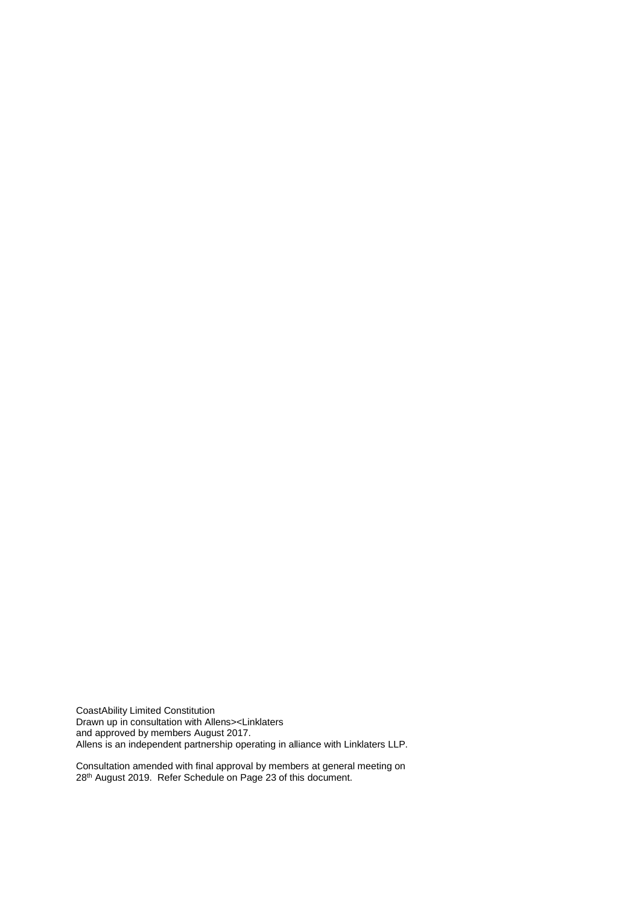CoastAbility Limited Constitution
Drawn up in consultation with Allens><Linklaters
and approved by members August 2017.
Allens is an independent partnership operating in alliance with Linklaters LLP.

Consultation amended with final approval by members at general meeting on
28th August 2019. Refer Schedule on Page 23 of this document.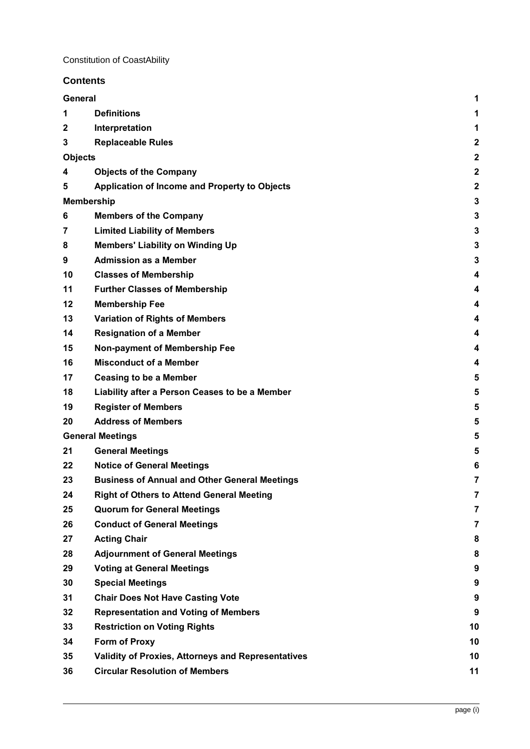Constitution of CoastAbility

## Contents

| | | |
|---|---|---|
| **General** | | **1** |
| **1** | **Definitions** | **1** |
| **2** | **Interpretation** | **1** |
| **3** | **Replaceable Rules** | **2** |
| **Objects** | | **2** |
| **4** | **Objects of the Company** | **2** |
| **5** | **Application of Income and Property to Objects** | **2** |
| **Membership** | | **3** |
| **6** | **Members of the Company** | **3** |
| **7** | **Limited Liability of Members** | **3** |
| **8** | **Members' Liability on Winding Up** | **3** |
| **9** | **Admission as a Member** | **3** |
| **10** | **Classes of Membership** | **4** |
| **11** | **Further Classes of Membership** | **4** |
| **12** | **Membership Fee** | **4** |
| **13** | **Variation of Rights of Members** | **4** |
| **14** | **Resignation of a Member** | **4** |
| **15** | **Non-payment of Membership Fee** | **4** |
| **16** | **Misconduct of a Member** | **4** |
| **17** | **Ceasing to be a Member** | **5** |
| **18** | **Liability after a Person Ceases to be a Member** | **5** |
| **19** | **Register of Members** | **5** |
| **20** | **Address of Members** | **5** |
| **General Meetings** | | **5** |
| **21** | **General Meetings** | **5** |
| **22** | **Notice of General Meetings** | **6** |
| **23** | **Business of Annual and Other General Meetings** | **7** |
| **24** | **Right of Others to Attend General Meeting** | **7** |
| **25** | **Quorum for General Meetings** | **7** |
| **26** | **Conduct of General Meetings** | **7** |
| **27** | **Acting Chair** | **8** |
| **28** | **Adjournment of General Meetings** | **8** |
| **29** | **Voting at General Meetings** | **9** |
| **30** | **Special Meetings** | **9** |
| **31** | **Chair Does Not Have Casting Vote** | **9** |
| **32** | **Representation and Voting of Members** | **9** |
| **33** | **Restriction on Voting Rights** | **10** |
| **34** | **Form of Proxy** | **10** |
| **35** | **Validity of Proxies, Attorneys and Representatives** | **10** |
| **36** | **Circular Resolution of Members** | **11** |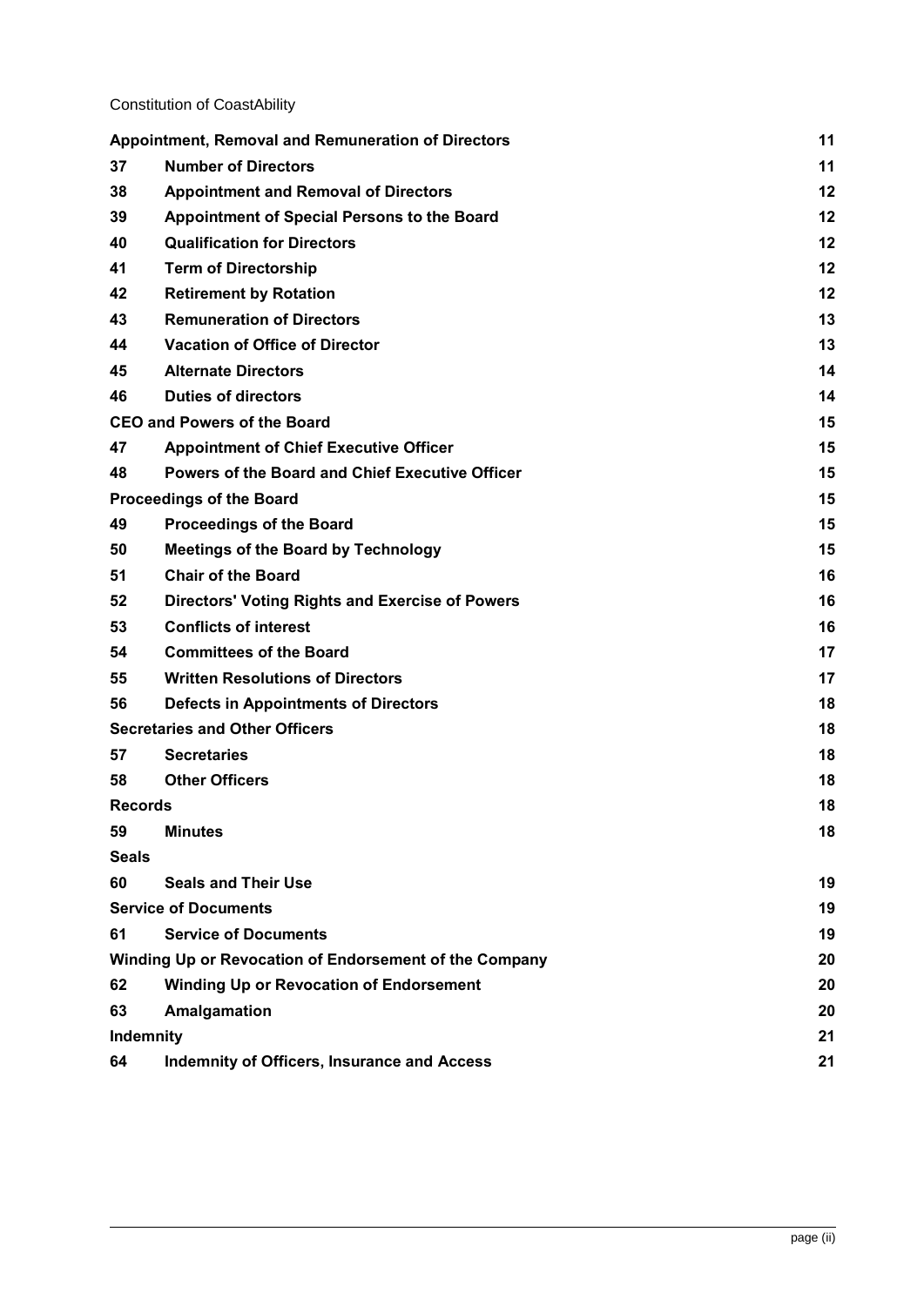| | | |
|---|---|---|
| **Appointment, Removal and Remuneration of Directors** | | **11** |
| **37** | **Number of Directors** | **11** |
| **38** | **Appointment and Removal of Directors** | **12** |
| **39** | **Appointment of Special Persons to the Board** | **12** |
| **40** | **Qualification for Directors** | **12** |
| **41** | **Term of Directorship** | **12** |
| **42** | **Retirement by Rotation** | **12** |
| **43** | **Remuneration of Directors** | **13** |
| **44** | **Vacation of Office of Director** | **13** |
| **45** | **Alternate Directors** | **14** |
| **46** | **Duties of directors** | **14** |
| **CEO and Powers of the Board** | | **15** |
| **47** | **Appointment of Chief Executive Officer** | **15** |
| **48** | **Powers of the Board and Chief Executive Officer** | **15** |
| **Proceedings of the Board** | | **15** |
| **49** | **Proceedings of the Board** | **15** |
| **50** | **Meetings of the Board by Technology** | **15** |
| **51** | **Chair of the Board** | **16** |
| **52** | **Directors' Voting Rights and Exercise of Powers** | **16** |
| **53** | **Conflicts of interest** | **16** |
| **54** | **Committees of the Board** | **17** |
| **55** | **Written Resolutions of Directors** | **17** |
| **56** | **Defects in Appointments of Directors** | **18** |
| **Secretaries and Other Officers** | | **18** |
| **57** | **Secretaries** | **18** |
| **58** | **Other Officers** | **18** |
| **Records** | | **18** |
| **59** | **Minutes** | **18** |
| **Seals** | | |
| **60** | **Seals and Their Use** | **19** |
| **Service of Documents** | | **19** |
| **61** | **Service of Documents** | **19** |
| **Winding Up or Revocation of Endorsement of the Company** | | **20** |
| **62** | **Winding Up or Revocation of Endorsement** | **20** |
| **63** | **Amalgamation** | **20** |
| **Indemnity** | | **21** |
| **64** | **Indemnity of Officers, Insurance and Access** | **21** |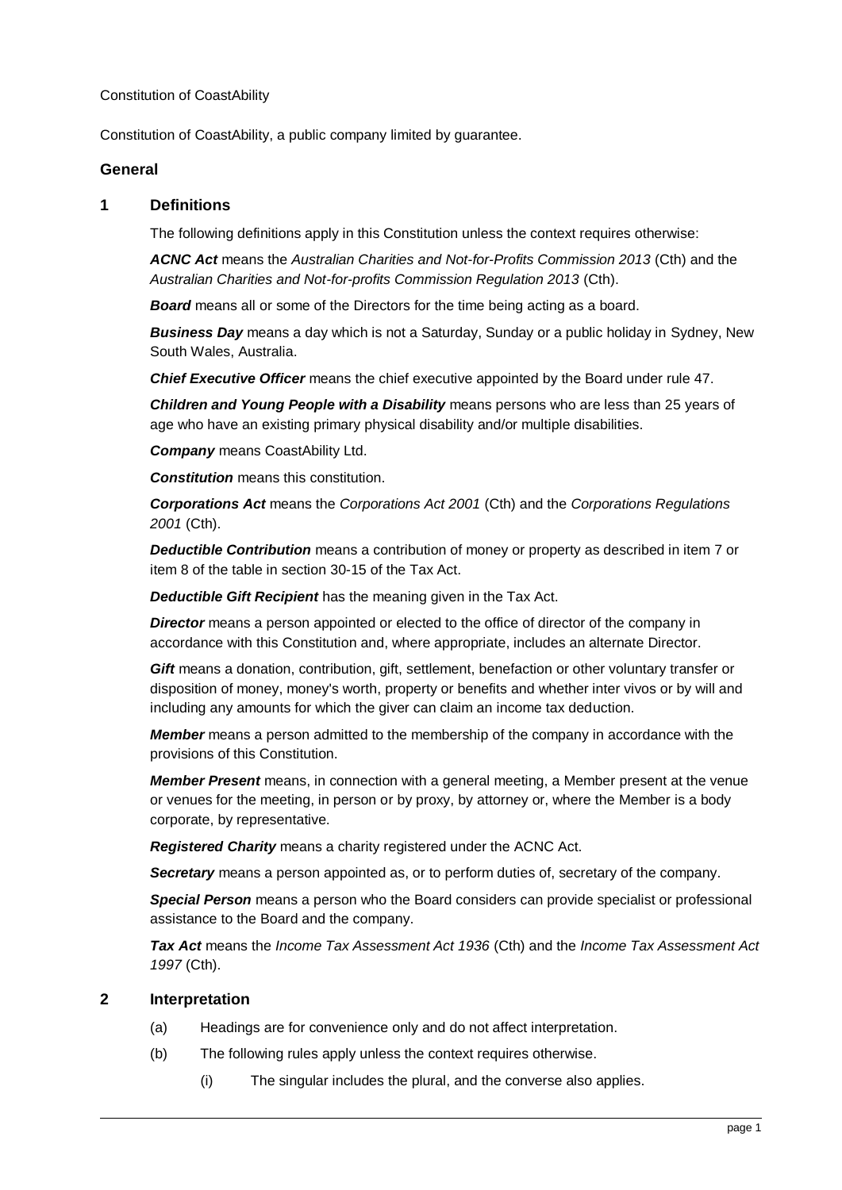Constitution of CoastAbility

Constitution of CoastAbility, a public company limited by guarantee.

## General

### 1 Definitions

The following definitions apply in this Constitution unless the context requires otherwise:

***ACNC Act*** means the *Australian Charities and Not-for-Profits Commission 2013* (Cth) and the *Australian Charities and Not-for-profits Commission Regulation 2013* (Cth).

***Board*** means all or some of the Directors for the time being acting as a board.

***Business Day*** means a day which is not a Saturday, Sunday or a public holiday in Sydney, New South Wales, Australia.

***Chief Executive Officer*** means the chief executive appointed by the Board under rule 47.

***Children and Young People with a Disability*** means persons who are less than 25 years of age who have an existing primary physical disability and/or multiple disabilities.

***Company*** means CoastAbility Ltd.

***Constitution*** means this constitution.

***Corporations Act*** means the *Corporations Act 2001* (Cth) and the *Corporations Regulations 2001* (Cth).

***Deductible Contribution*** means a contribution of money or property as described in item 7 or item 8 of the table in section 30-15 of the Tax Act.

***Deductible Gift Recipient*** has the meaning given in the Tax Act.

***Director*** means a person appointed or elected to the office of director of the company in accordance with this Constitution and, where appropriate, includes an alternate Director.

***Gift*** means a donation, contribution, gift, settlement, benefaction or other voluntary transfer or disposition of money, money's worth, property or benefits and whether inter vivos or by will and including any amounts for which the giver can claim an income tax deduction.

***Member*** means a person admitted to the membership of the company in accordance with the provisions of this Constitution.

***Member Present*** means, in connection with a general meeting, a Member present at the venue or venues for the meeting, in person or by proxy, by attorney or, where the Member is a body corporate, by representative.

***Registered Charity*** means a charity registered under the ACNC Act.

***Secretary*** means a person appointed as, or to perform duties of, secretary of the company.

***Special Person*** means a person who the Board considers can provide specialist or professional assistance to the Board and the company.

***Tax Act*** means the *Income Tax Assessment Act 1936* (Cth) and the *Income Tax Assessment Act 1997* (Cth).

### 2 Interpretation

(a) Headings are for convenience only and do not affect interpretation.

(b) The following rules apply unless the context requires otherwise.

  (i) The singular includes the plural, and the converse also applies.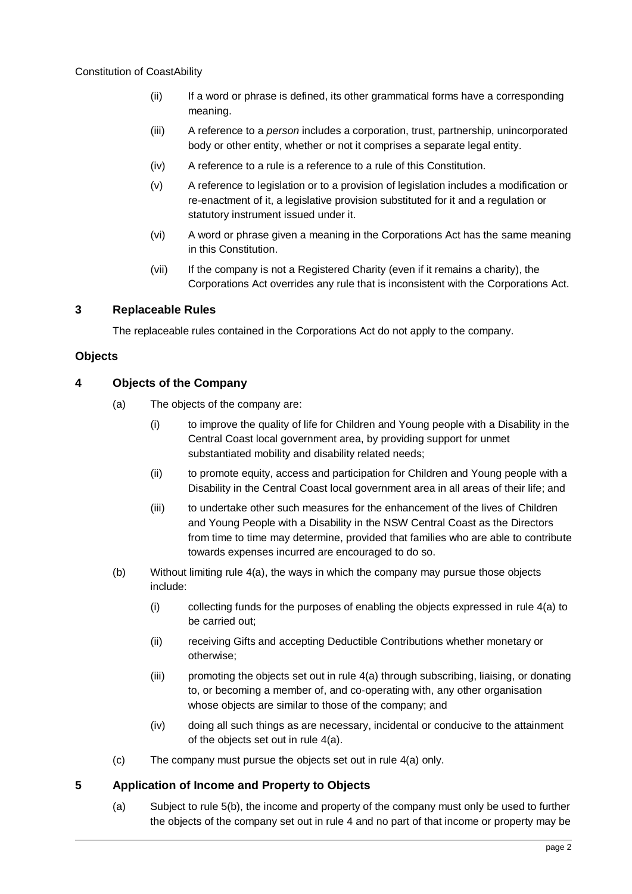(ii) If a word or phrase is defined, its other grammatical forms have a corresponding meaning.

(iii) A reference to a *person* includes a corporation, trust, partnership, unincorporated body or other entity, whether or not it comprises a separate legal entity.

(iv) A reference to a rule is a reference to a rule of this Constitution.

(v) A reference to legislation or to a provision of legislation includes a modification or re-enactment of it, a legislative provision substituted for it and a regulation or statutory instrument issued under it.

(vi) A word or phrase given a meaning in the Corporations Act has the same meaning in this Constitution.

(vii) If the company is not a Registered Charity (even if it remains a charity), the Corporations Act overrides any rule that is inconsistent with the Corporations Act.

### 3 Replaceable Rules

The replaceable rules contained in the Corporations Act do not apply to the company.

## Objects

### 4 Objects of the Company

(a) The objects of the company are:

(i) to improve the quality of life for Children and Young people with a Disability in the Central Coast local government area, by providing support for unmet substantiated mobility and disability related needs;

(ii) to promote equity, access and participation for Children and Young people with a Disability in the Central Coast local government area in all areas of their life; and

(iii) to undertake other such measures for the enhancement of the lives of Children and Young People with a Disability in the NSW Central Coast as the Directors from time to time may determine, provided that families who are able to contribute towards expenses incurred are encouraged to do so.

(b) Without limiting rule 4(a), the ways in which the company may pursue those objects include:

(i) collecting funds for the purposes of enabling the objects expressed in rule 4(a) to be carried out;

(ii) receiving Gifts and accepting Deductible Contributions whether monetary or otherwise;

(iii) promoting the objects set out in rule 4(a) through subscribing, liaising, or donating to, or becoming a member of, and co-operating with, any other organisation whose objects are similar to those of the company; and

(iv) doing all such things as are necessary, incidental or conducive to the attainment of the objects set out in rule 4(a).

(c) The company must pursue the objects set out in rule 4(a) only.

### 5 Application of Income and Property to Objects

(a) Subject to rule 5(b), the income and property of the company must only be used to further the objects of the company set out in rule 4 and no part of that income or property may be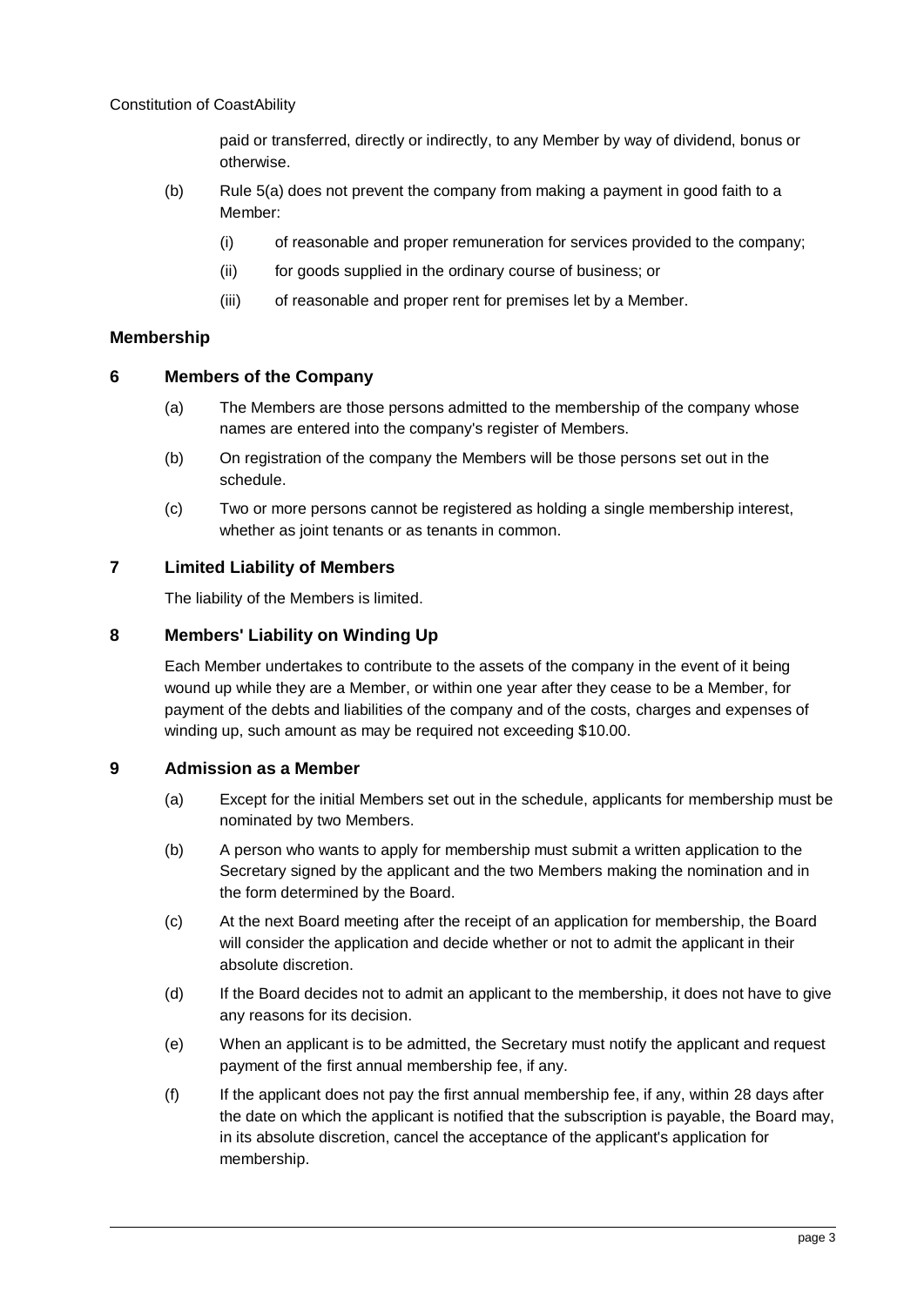paid or transferred, directly or indirectly, to any Member by way of dividend, bonus or otherwise.

(b) Rule 5(a) does not prevent the company from making a payment in good faith to a Member:

(i) of reasonable and proper remuneration for services provided to the company;

(ii) for goods supplied in the ordinary course of business; or

(iii) of reasonable and proper rent for premises let by a Member.

## Membership

### 6 Members of the Company

(a) The Members are those persons admitted to the membership of the company whose names are entered into the company's register of Members.

(b) On registration of the company the Members will be those persons set out in the schedule.

(c) Two or more persons cannot be registered as holding a single membership interest, whether as joint tenants or as tenants in common.

### 7 Limited Liability of Members

The liability of the Members is limited.

### 8 Members' Liability on Winding Up

Each Member undertakes to contribute to the assets of the company in the event of it being wound up while they are a Member, or within one year after they cease to be a Member, for payment of the debts and liabilities of the company and of the costs, charges and expenses of winding up, such amount as may be required not exceeding $10.00.

### 9 Admission as a Member

(a) Except for the initial Members set out in the schedule, applicants for membership must be nominated by two Members.

(b) A person who wants to apply for membership must submit a written application to the Secretary signed by the applicant and the two Members making the nomination and in the form determined by the Board.

(c) At the next Board meeting after the receipt of an application for membership, the Board will consider the application and decide whether or not to admit the applicant in their absolute discretion.

(d) If the Board decides not to admit an applicant to the membership, it does not have to give any reasons for its decision.

(e) When an applicant is to be admitted, the Secretary must notify the applicant and request payment of the first annual membership fee, if any.

(f) If the applicant does not pay the first annual membership fee, if any, within 28 days after the date on which the applicant is notified that the subscription is payable, the Board may, in its absolute discretion, cancel the acceptance of the applicant's application for membership.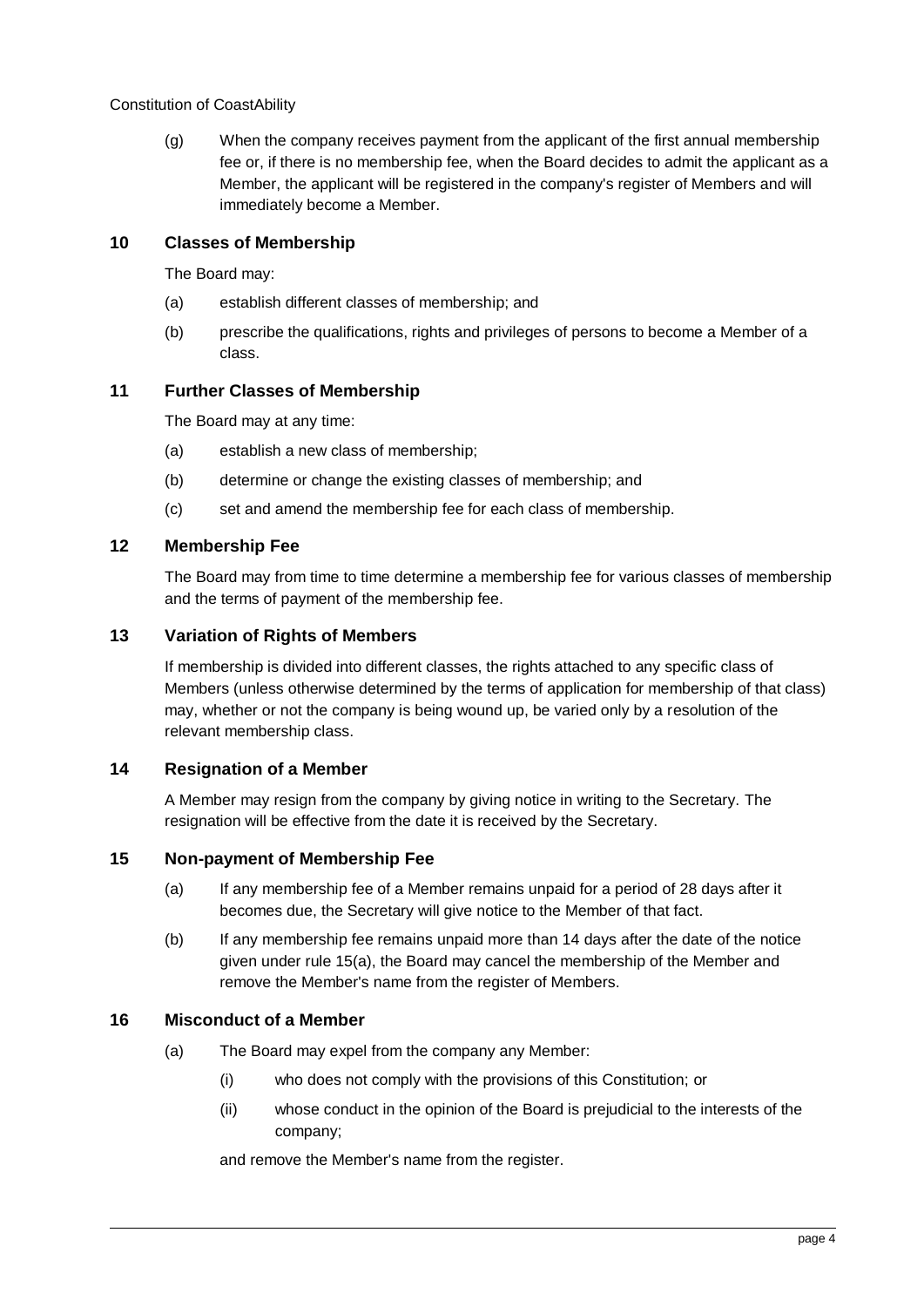(g) When the company receives payment from the applicant of the first annual membership fee or, if there is no membership fee, when the Board decides to admit the applicant as a Member, the applicant will be registered in the company's register of Members and will immediately become a Member.

## 10 Classes of Membership

The Board may:

(a) establish different classes of membership; and

(b) prescribe the qualifications, rights and privileges of persons to become a Member of a class.

## 11 Further Classes of Membership

The Board may at any time:

(a) establish a new class of membership;

(b) determine or change the existing classes of membership; and

(c) set and amend the membership fee for each class of membership.

## 12 Membership Fee

The Board may from time to time determine a membership fee for various classes of membership and the terms of payment of the membership fee.

## 13 Variation of Rights of Members

If membership is divided into different classes, the rights attached to any specific class of Members (unless otherwise determined by the terms of application for membership of that class) may, whether or not the company is being wound up, be varied only by a resolution of the relevant membership class.

## 14 Resignation of a Member

A Member may resign from the company by giving notice in writing to the Secretary. The resignation will be effective from the date it is received by the Secretary.

## 15 Non-payment of Membership Fee

(a) If any membership fee of a Member remains unpaid for a period of 28 days after it becomes due, the Secretary will give notice to the Member of that fact.

(b) If any membership fee remains unpaid more than 14 days after the date of the notice given under rule 15(a), the Board may cancel the membership of the Member and remove the Member's name from the register of Members.

## 16 Misconduct of a Member

(a) The Board may expel from the company any Member:

   (i) who does not comply with the provisions of this Constitution; or

   (ii) whose conduct in the opinion of the Board is prejudicial to the interests of the company;

   and remove the Member's name from the register.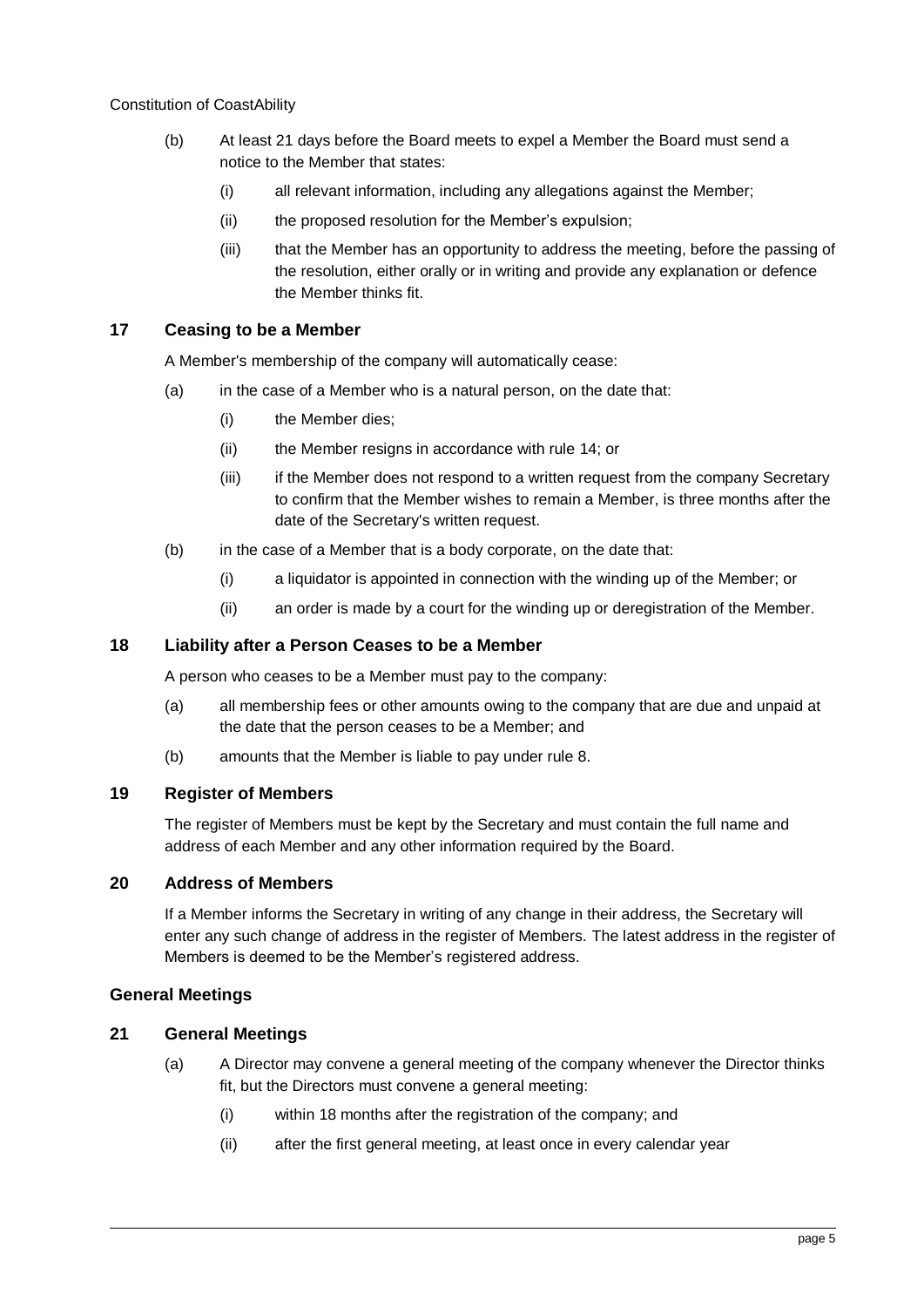(b) At least 21 days before the Board meets to expel a Member the Board must send a notice to the Member that states:

   (i) all relevant information, including any allegations against the Member;

   (ii) the proposed resolution for the Member's expulsion;

   (iii) that the Member has an opportunity to address the meeting, before the passing of the resolution, either orally or in writing and provide any explanation or defence the Member thinks fit.

## 17 Ceasing to be a Member

A Member's membership of the company will automatically cease:

(a) in the case of a Member who is a natural person, on the date that:

   (i) the Member dies;

   (ii) the Member resigns in accordance with rule 14; or

   (iii) if the Member does not respond to a written request from the company Secretary to confirm that the Member wishes to remain a Member, is three months after the date of the Secretary's written request.

(b) in the case of a Member that is a body corporate, on the date that:

   (i) a liquidator is appointed in connection with the winding up of the Member; or

   (ii) an order is made by a court for the winding up or deregistration of the Member.

## 18 Liability after a Person Ceases to be a Member

A person who ceases to be a Member must pay to the company:

(a) all membership fees or other amounts owing to the company that are due and unpaid at the date that the person ceases to be a Member; and

(b) amounts that the Member is liable to pay under rule 8.

## 19 Register of Members

The register of Members must be kept by the Secretary and must contain the full name and address of each Member and any other information required by the Board.

## 20 Address of Members

If a Member informs the Secretary in writing of any change in their address, the Secretary will enter any such change of address in the register of Members. The latest address in the register of Members is deemed to be the Member's registered address.

### General Meetings

## 21 General Meetings

(a) A Director may convene a general meeting of the company whenever the Director thinks fit, but the Directors must convene a general meeting:

   (i) within 18 months after the registration of the company; and

   (ii) after the first general meeting, at least once in every calendar year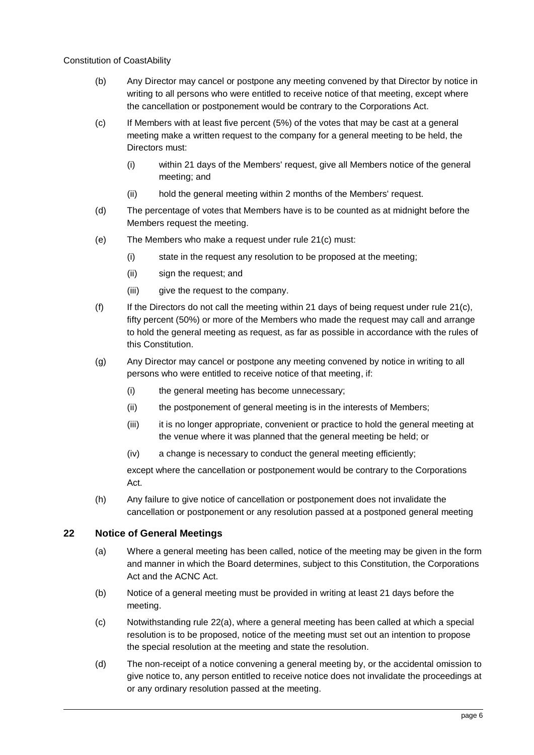(b) Any Director may cancel or postpone any meeting convened by that Director by notice in writing to all persons who were entitled to receive notice of that meeting, except where the cancellation or postponement would be contrary to the Corporations Act.

(c) If Members with at least five percent (5%) of the votes that may be cast at a general meeting make a written request to the company for a general meeting to be held, the Directors must:

  (i) within 21 days of the Members' request, give all Members notice of the general meeting; and

  (ii) hold the general meeting within 2 months of the Members' request.

(d) The percentage of votes that Members have is to be counted as at midnight before the Members request the meeting.

(e) The Members who make a request under rule 21(c) must:

  (i) state in the request any resolution to be proposed at the meeting;

  (ii) sign the request; and

  (iii) give the request to the company.

(f) If the Directors do not call the meeting within 21 days of being request under rule 21(c), fifty percent (50%) or more of the Members who made the request may call and arrange to hold the general meeting as request, as far as possible in accordance with the rules of this Constitution.

(g) Any Director may cancel or postpone any meeting convened by notice in writing to all persons who were entitled to receive notice of that meeting, if:

  (i) the general meeting has become unnecessary;

  (ii) the postponement of general meeting is in the interests of Members;

  (iii) it is no longer appropriate, convenient or practice to hold the general meeting at the venue where it was planned that the general meeting be held; or

  (iv) a change is necessary to conduct the general meeting efficiently;

  except where the cancellation or postponement would be contrary to the Corporations Act.

(h) Any failure to give notice of cancellation or postponement does not invalidate the cancellation or postponement or any resolution passed at a postponed general meeting

## 22 Notice of General Meetings

(a) Where a general meeting has been called, notice of the meeting may be given in the form and manner in which the Board determines, subject to this Constitution, the Corporations Act and the ACNC Act.

(b) Notice of a general meeting must be provided in writing at least 21 days before the meeting.

(c) Notwithstanding rule 22(a), where a general meeting has been called at which a special resolution is to be proposed, notice of the meeting must set out an intention to propose the special resolution at the meeting and state the resolution.

(d) The non-receipt of a notice convening a general meeting by, or the accidental omission to give notice to, any person entitled to receive notice does not invalidate the proceedings at or any ordinary resolution passed at the meeting.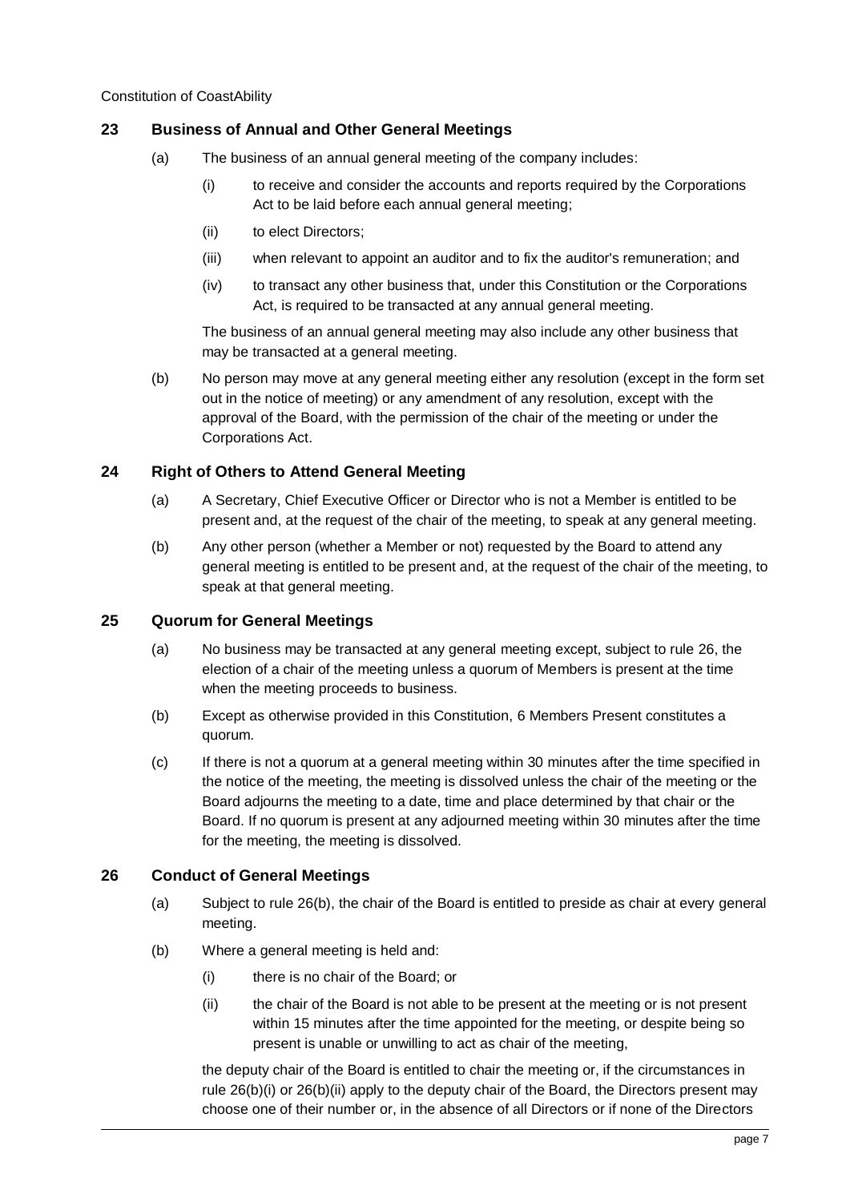## 23 Business of Annual and Other General Meetings

(a) The business of an annual general meeting of the company includes:

(i) to receive and consider the accounts and reports required by the Corporations Act to be laid before each annual general meeting;

(ii) to elect Directors;

(iii) when relevant to appoint an auditor and to fix the auditor's remuneration; and

(iv) to transact any other business that, under this Constitution or the Corporations Act, is required to be transacted at any annual general meeting.

The business of an annual general meeting may also include any other business that may be transacted at a general meeting.

(b) No person may move at any general meeting either any resolution (except in the form set out in the notice of meeting) or any amendment of any resolution, except with the approval of the Board, with the permission of the chair of the meeting or under the Corporations Act.

## 24 Right of Others to Attend General Meeting

(a) A Secretary, Chief Executive Officer or Director who is not a Member is entitled to be present and, at the request of the chair of the meeting, to speak at any general meeting.

(b) Any other person (whether a Member or not) requested by the Board to attend any general meeting is entitled to be present and, at the request of the chair of the meeting, to speak at that general meeting.

## 25 Quorum for General Meetings

(a) No business may be transacted at any general meeting except, subject to rule 26, the election of a chair of the meeting unless a quorum of Members is present at the time when the meeting proceeds to business.

(b) Except as otherwise provided in this Constitution, 6 Members Present constitutes a quorum.

(c) If there is not a quorum at a general meeting within 30 minutes after the time specified in the notice of the meeting, the meeting is dissolved unless the chair of the meeting or the Board adjourns the meeting to a date, time and place determined by that chair or the Board. If no quorum is present at any adjourned meeting within 30 minutes after the time for the meeting, the meeting is dissolved.

## 26 Conduct of General Meetings

(a) Subject to rule 26(b), the chair of the Board is entitled to preside as chair at every general meeting.

(b) Where a general meeting is held and:

(i) there is no chair of the Board; or

(ii) the chair of the Board is not able to be present at the meeting or is not present within 15 minutes after the time appointed for the meeting, or despite being so present is unable or unwilling to act as chair of the meeting,

the deputy chair of the Board is entitled to chair the meeting or, if the circumstances in rule 26(b)(i) or 26(b)(ii) apply to the deputy chair of the Board, the Directors present may choose one of their number or, in the absence of all Directors or if none of the Directors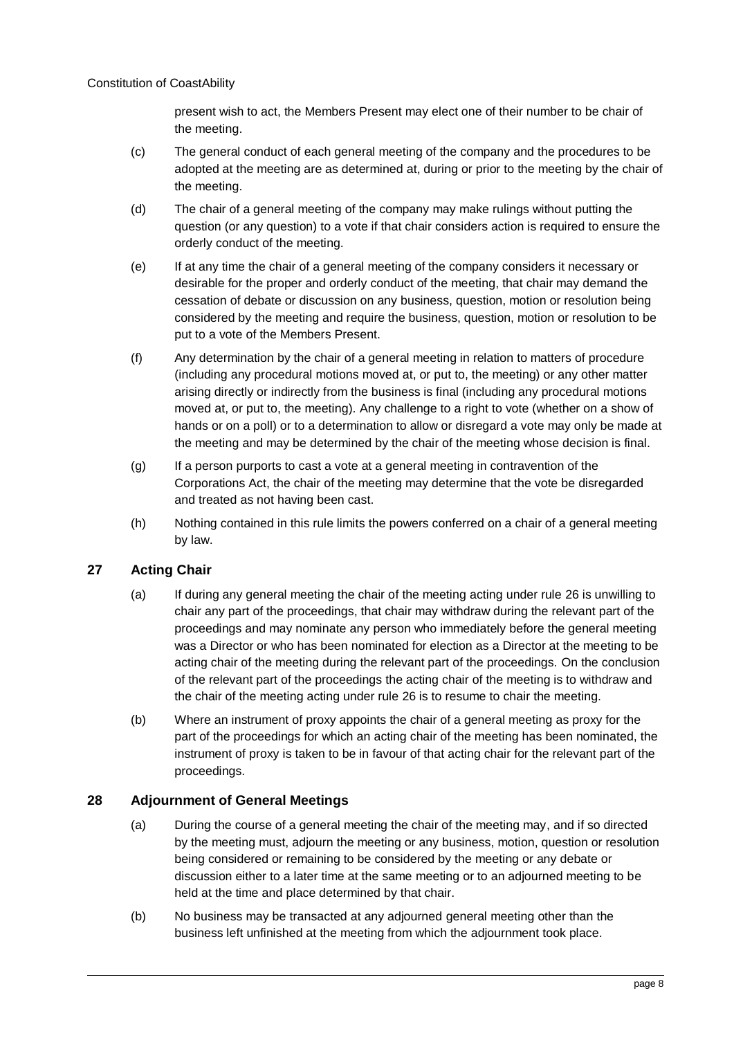present wish to act, the Members Present may elect one of their number to be chair of the meeting.

(c) The general conduct of each general meeting of the company and the procedures to be adopted at the meeting are as determined at, during or prior to the meeting by the chair of the meeting.

(d) The chair of a general meeting of the company may make rulings without putting the question (or any question) to a vote if that chair considers action is required to ensure the orderly conduct of the meeting.

(e) If at any time the chair of a general meeting of the company considers it necessary or desirable for the proper and orderly conduct of the meeting, that chair may demand the cessation of debate or discussion on any business, question, motion or resolution being considered by the meeting and require the business, question, motion or resolution to be put to a vote of the Members Present.

(f) Any determination by the chair of a general meeting in relation to matters of procedure (including any procedural motions moved at, or put to, the meeting) or any other matter arising directly or indirectly from the business is final (including any procedural motions moved at, or put to, the meeting). Any challenge to a right to vote (whether on a show of hands or on a poll) or to a determination to allow or disregard a vote may only be made at the meeting and may be determined by the chair of the meeting whose decision is final.

(g) If a person purports to cast a vote at a general meeting in contravention of the Corporations Act, the chair of the meeting may determine that the vote be disregarded and treated as not having been cast.

(h) Nothing contained in this rule limits the powers conferred on a chair of a general meeting by law.

## 27 Acting Chair

(a) If during any general meeting the chair of the meeting acting under rule 26 is unwilling to chair any part of the proceedings, that chair may withdraw during the relevant part of the proceedings and may nominate any person who immediately before the general meeting was a Director or who has been nominated for election as a Director at the meeting to be acting chair of the meeting during the relevant part of the proceedings. On the conclusion of the relevant part of the proceedings the acting chair of the meeting is to withdraw and the chair of the meeting acting under rule 26 is to resume to chair the meeting.

(b) Where an instrument of proxy appoints the chair of a general meeting as proxy for the part of the proceedings for which an acting chair of the meeting has been nominated, the instrument of proxy is taken to be in favour of that acting chair for the relevant part of the proceedings.

## 28 Adjournment of General Meetings

(a) During the course of a general meeting the chair of the meeting may, and if so directed by the meeting must, adjourn the meeting or any business, motion, question or resolution being considered or remaining to be considered by the meeting or any debate or discussion either to a later time at the same meeting or to an adjourned meeting to be held at the time and place determined by that chair.

(b) No business may be transacted at any adjourned general meeting other than the business left unfinished at the meeting from which the adjournment took place.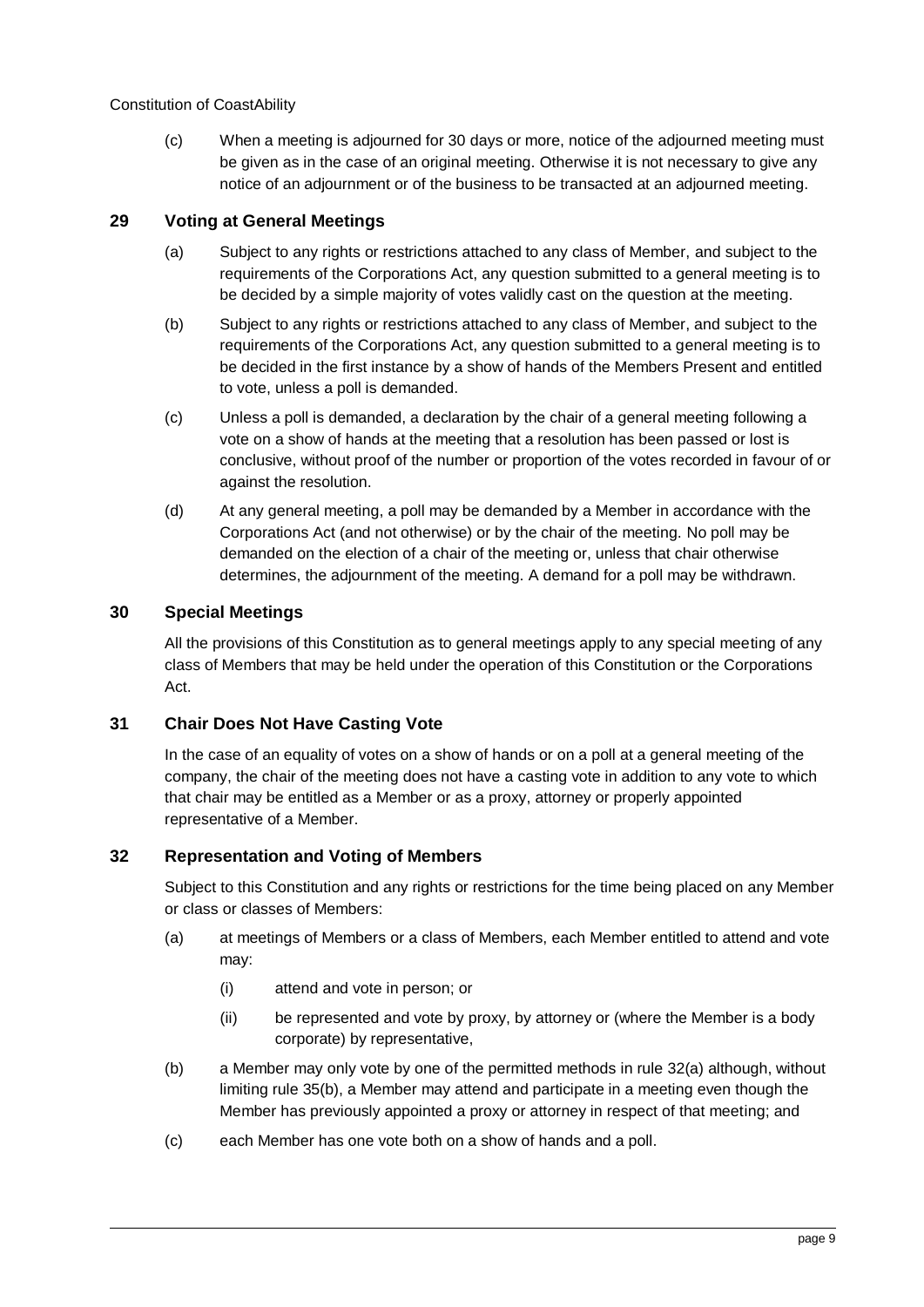(c) When a meeting is adjourned for 30 days or more, notice of the adjourned meeting must be given as in the case of an original meeting. Otherwise it is not necessary to give any notice of an adjournment or of the business to be transacted at an adjourned meeting.

## 29 Voting at General Meetings

(a) Subject to any rights or restrictions attached to any class of Member, and subject to the requirements of the Corporations Act, any question submitted to a general meeting is to be decided by a simple majority of votes validly cast on the question at the meeting.

(b) Subject to any rights or restrictions attached to any class of Member, and subject to the requirements of the Corporations Act, any question submitted to a general meeting is to be decided in the first instance by a show of hands of the Members Present and entitled to vote, unless a poll is demanded.

(c) Unless a poll is demanded, a declaration by the chair of a general meeting following a vote on a show of hands at the meeting that a resolution has been passed or lost is conclusive, without proof of the number or proportion of the votes recorded in favour of or against the resolution.

(d) At any general meeting, a poll may be demanded by a Member in accordance with the Corporations Act (and not otherwise) or by the chair of the meeting. No poll may be demanded on the election of a chair of the meeting or, unless that chair otherwise determines, the adjournment of the meeting. A demand for a poll may be withdrawn.

## 30 Special Meetings

All the provisions of this Constitution as to general meetings apply to any special meeting of any class of Members that may be held under the operation of this Constitution or the Corporations Act.

## 31 Chair Does Not Have Casting Vote

In the case of an equality of votes on a show of hands or on a poll at a general meeting of the company, the chair of the meeting does not have a casting vote in addition to any vote to which that chair may be entitled as a Member or as a proxy, attorney or properly appointed representative of a Member.

## 32 Representation and Voting of Members

Subject to this Constitution and any rights or restrictions for the time being placed on any Member or class or classes of Members:

(a) at meetings of Members or a class of Members, each Member entitled to attend and vote may:

(i) attend and vote in person; or

(ii) be represented and vote by proxy, by attorney or (where the Member is a body corporate) by representative,

(b) a Member may only vote by one of the permitted methods in rule 32(a) although, without limiting rule 35(b), a Member may attend and participate in a meeting even though the Member has previously appointed a proxy or attorney in respect of that meeting; and

(c) each Member has one vote both on a show of hands and a poll.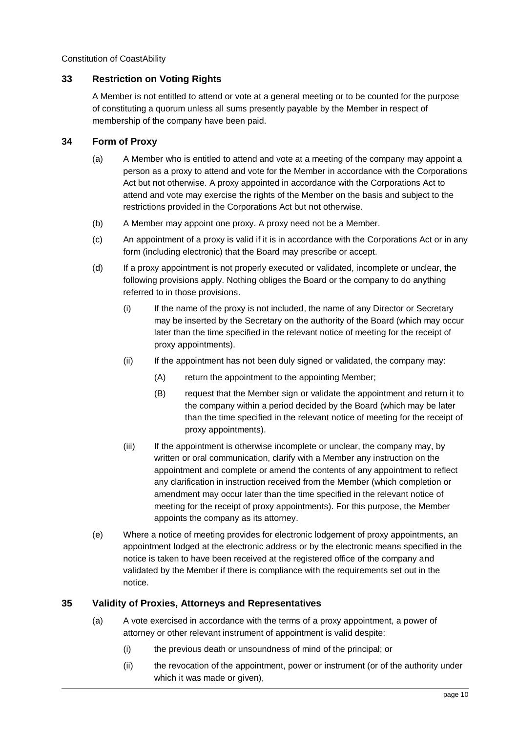## 33 Restriction on Voting Rights

A Member is not entitled to attend or vote at a general meeting or to be counted for the purpose of constituting a quorum unless all sums presently payable by the Member in respect of membership of the company have been paid.

## 34 Form of Proxy

(a) A Member who is entitled to attend and vote at a meeting of the company may appoint a person as a proxy to attend and vote for the Member in accordance with the Corporations Act but not otherwise. A proxy appointed in accordance with the Corporations Act to attend and vote may exercise the rights of the Member on the basis and subject to the restrictions provided in the Corporations Act but not otherwise.

(b) A Member may appoint one proxy. A proxy need not be a Member.

(c) An appointment of a proxy is valid if it is in accordance with the Corporations Act or in any form (including electronic) that the Board may prescribe or accept.

(d) If a proxy appointment is not properly executed or validated, incomplete or unclear, the following provisions apply. Nothing obliges the Board or the company to do anything referred to in those provisions.

   (i) If the name of the proxy is not included, the name of any Director or Secretary may be inserted by the Secretary on the authority of the Board (which may occur later than the time specified in the relevant notice of meeting for the receipt of proxy appointments).

   (ii) If the appointment has not been duly signed or validated, the company may:

      (A) return the appointment to the appointing Member;

      (B) request that the Member sign or validate the appointment and return it to the company within a period decided by the Board (which may be later than the time specified in the relevant notice of meeting for the receipt of proxy appointments).

   (iii) If the appointment is otherwise incomplete or unclear, the company may, by written or oral communication, clarify with a Member any instruction on the appointment and complete or amend the contents of any appointment to reflect any clarification in instruction received from the Member (which completion or amendment may occur later than the time specified in the relevant notice of meeting for the receipt of proxy appointments). For this purpose, the Member appoints the company as its attorney.

(e) Where a notice of meeting provides for electronic lodgement of proxy appointments, an appointment lodged at the electronic address or by the electronic means specified in the notice is taken to have been received at the registered office of the company and validated by the Member if there is compliance with the requirements set out in the notice.

## 35 Validity of Proxies, Attorneys and Representatives

(a) A vote exercised in accordance with the terms of a proxy appointment, a power of attorney or other relevant instrument of appointment is valid despite:

   (i) the previous death or unsoundness of mind of the principal; or

   (ii) the revocation of the appointment, power or instrument (or of the authority under which it was made or given),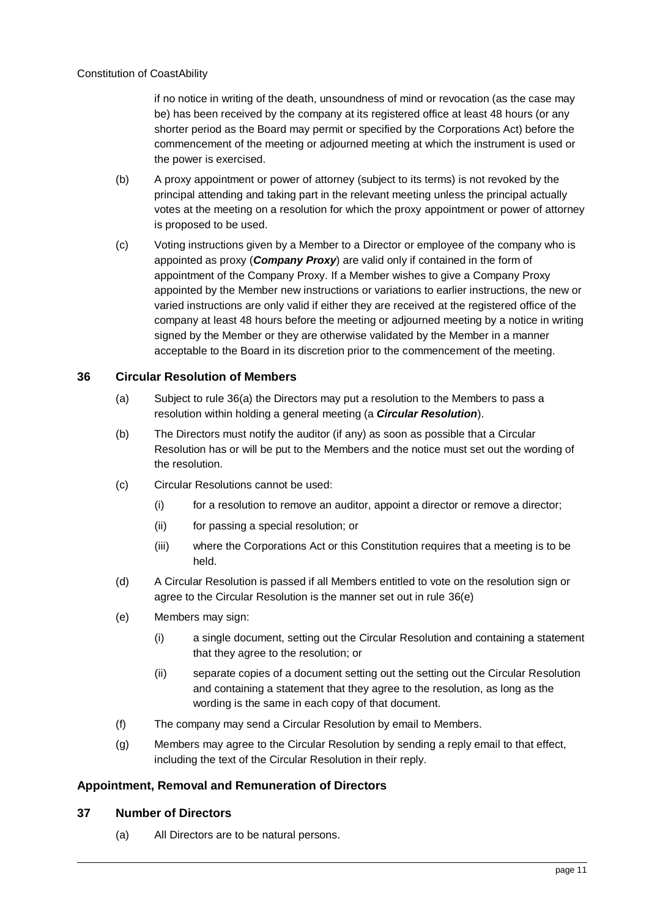if no notice in writing of the death, unsoundness of mind or revocation (as the case may be) has been received by the company at its registered office at least 48 hours (or any shorter period as the Board may permit or specified by the Corporations Act) before the commencement of the meeting or adjourned meeting at which the instrument is used or the power is exercised.

(b) A proxy appointment or power of attorney (subject to its terms) is not revoked by the principal attending and taking part in the relevant meeting unless the principal actually votes at the meeting on a resolution for which the proxy appointment or power of attorney is proposed to be used.

(c) Voting instructions given by a Member to a Director or employee of the company who is appointed as proxy (***Company Proxy***) are valid only if contained in the form of appointment of the Company Proxy. If a Member wishes to give a Company Proxy appointed by the Member new instructions or variations to earlier instructions, the new or varied instructions are only valid if either they are received at the registered office of the company at least 48 hours before the meeting or adjourned meeting by a notice in writing signed by the Member or they are otherwise validated by the Member in a manner acceptable to the Board in its discretion prior to the commencement of the meeting.

## 36 Circular Resolution of Members

(a) Subject to rule 36(a) the Directors may put a resolution to the Members to pass a resolution within holding a general meeting (a ***Circular Resolution***).

(b) The Directors must notify the auditor (if any) as soon as possible that a Circular Resolution has or will be put to the Members and the notice must set out the wording of the resolution.

(c) Circular Resolutions cannot be used:

(i) for a resolution to remove an auditor, appoint a director or remove a director;

(ii) for passing a special resolution; or

(iii) where the Corporations Act or this Constitution requires that a meeting is to be held.

(d) A Circular Resolution is passed if all Members entitled to vote on the resolution sign or agree to the Circular Resolution is the manner set out in rule 36(e)

(e) Members may sign:

(i) a single document, setting out the Circular Resolution and containing a statement that they agree to the resolution; or

(ii) separate copies of a document setting out the setting out the Circular Resolution and containing a statement that they agree to the resolution, as long as the wording is the same in each copy of that document.

(f) The company may send a Circular Resolution by email to Members.

(g) Members may agree to the Circular Resolution by sending a reply email to that effect, including the text of the Circular Resolution in their reply.

### Appointment, Removal and Remuneration of Directors

## 37 Number of Directors

(a) All Directors are to be natural persons.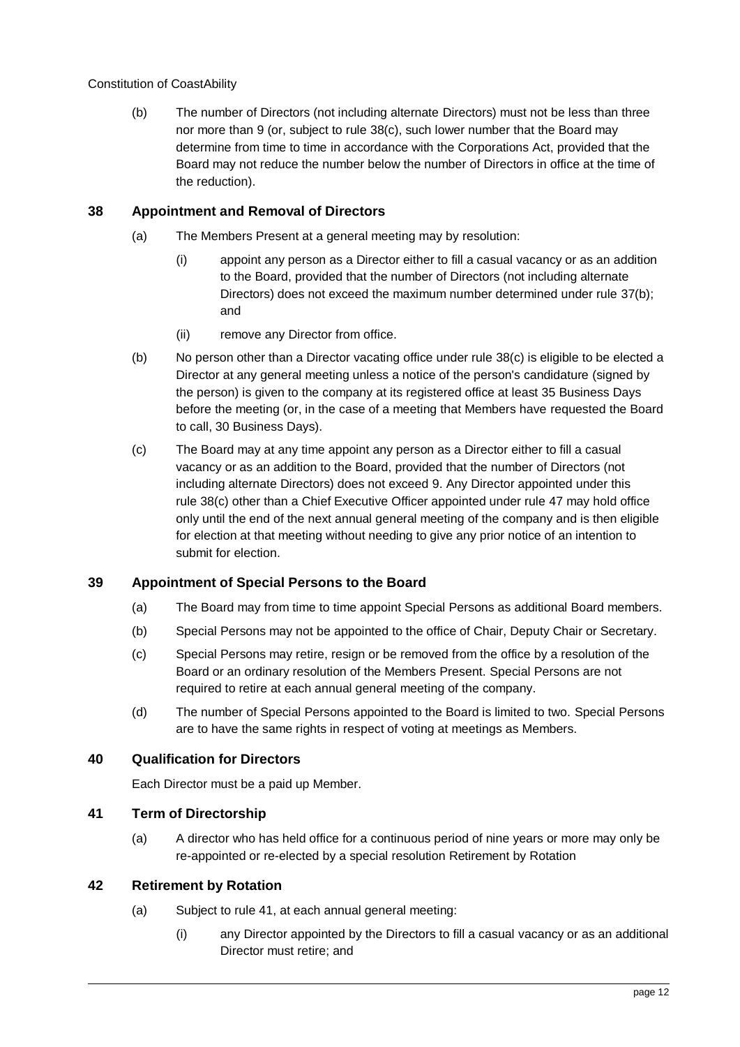(b) The number of Directors (not including alternate Directors) must not be less than three nor more than 9 (or, subject to rule 38(c), such lower number that the Board may determine from time to time in accordance with the Corporations Act, provided that the Board may not reduce the number below the number of Directors in office at the time of the reduction).

## 38 Appointment and Removal of Directors

(a) The Members Present at a general meeting may by resolution:

(i) appoint any person as a Director either to fill a casual vacancy or as an addition to the Board, provided that the number of Directors (not including alternate Directors) does not exceed the maximum number determined under rule 37(b); and

(ii) remove any Director from office.

(b) No person other than a Director vacating office under rule 38(c) is eligible to be elected a Director at any general meeting unless a notice of the person's candidature (signed by the person) is given to the company at its registered office at least 35 Business Days before the meeting (or, in the case of a meeting that Members have requested the Board to call, 30 Business Days).

(c) The Board may at any time appoint any person as a Director either to fill a casual vacancy or as an addition to the Board, provided that the number of Directors (not including alternate Directors) does not exceed 9. Any Director appointed under this rule 38(c) other than a Chief Executive Officer appointed under rule 47 may hold office only until the end of the next annual general meeting of the company and is then eligible for election at that meeting without needing to give any prior notice of an intention to submit for election.

## 39 Appointment of Special Persons to the Board

(a) The Board may from time to time appoint Special Persons as additional Board members.

(b) Special Persons may not be appointed to the office of Chair, Deputy Chair or Secretary.

(c) Special Persons may retire, resign or be removed from the office by a resolution of the Board or an ordinary resolution of the Members Present. Special Persons are not required to retire at each annual general meeting of the company.

(d) The number of Special Persons appointed to the Board is limited to two. Special Persons are to have the same rights in respect of voting at meetings as Members.

## 40 Qualification for Directors

Each Director must be a paid up Member.

## 41 Term of Directorship

(a) A director who has held office for a continuous period of nine years or more may only be re-appointed or re-elected by a special resolution Retirement by Rotation

## 42 Retirement by Rotation

(a) Subject to rule 41, at each annual general meeting:

(i) any Director appointed by the Directors to fill a casual vacancy or as an additional Director must retire; and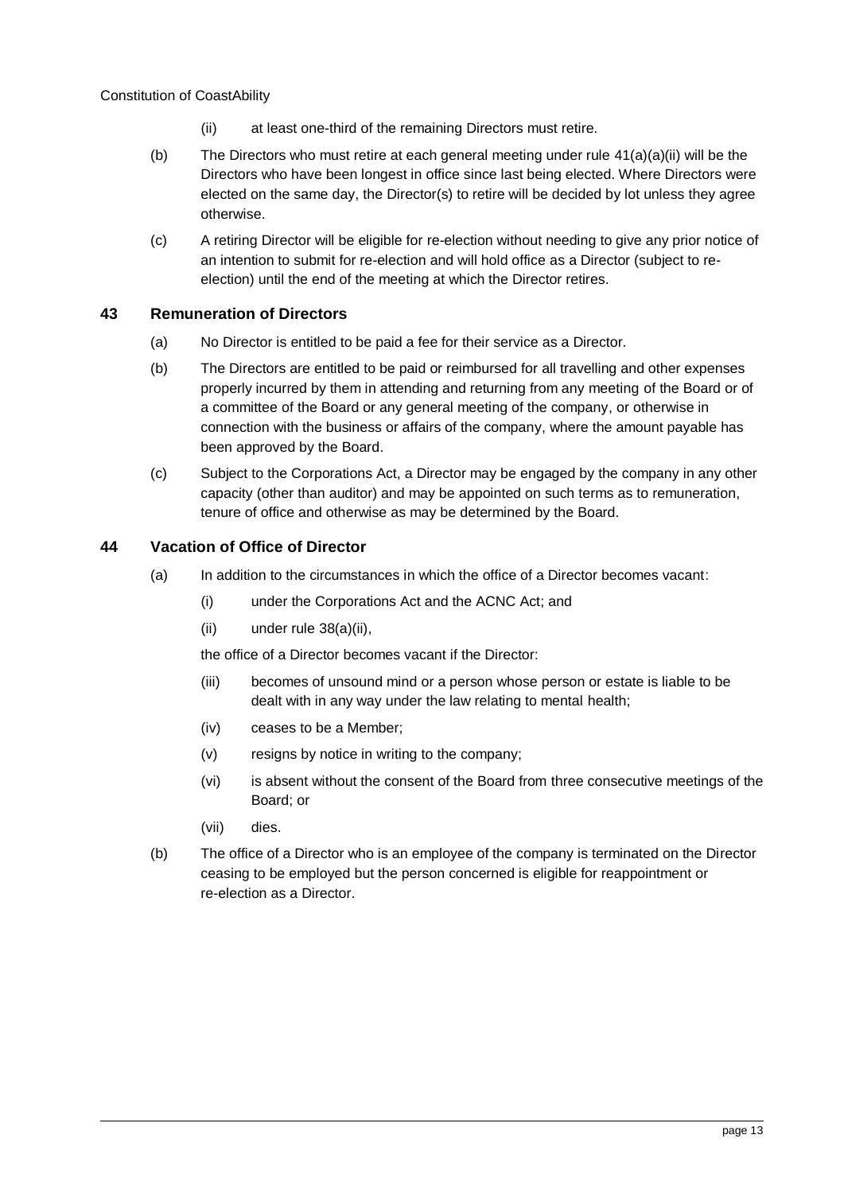(ii) at least one-third of the remaining Directors must retire.

(b) The Directors who must retire at each general meeting under rule 41(a)(a)(ii) will be the Directors who have been longest in office since last being elected. Where Directors were elected on the same day, the Director(s) to retire will be decided by lot unless they agree otherwise.

(c) A retiring Director will be eligible for re-election without needing to give any prior notice of an intention to submit for re-election and will hold office as a Director (subject to re-election) until the end of the meeting at which the Director retires.

## 43 Remuneration of Directors

(a) No Director is entitled to be paid a fee for their service as a Director.

(b) The Directors are entitled to be paid or reimbursed for all travelling and other expenses properly incurred by them in attending and returning from any meeting of the Board or of a committee of the Board or any general meeting of the company, or otherwise in connection with the business or affairs of the company, where the amount payable has been approved by the Board.

(c) Subject to the Corporations Act, a Director may be engaged by the company in any other capacity (other than auditor) and may be appointed on such terms as to remuneration, tenure of office and otherwise as may be determined by the Board.

## 44 Vacation of Office of Director

(a) In addition to the circumstances in which the office of a Director becomes vacant:

(i) under the Corporations Act and the ACNC Act; and

(ii) under rule 38(a)(ii),

the office of a Director becomes vacant if the Director:

(iii) becomes of unsound mind or a person whose person or estate is liable to be dealt with in any way under the law relating to mental health;

(iv) ceases to be a Member;

(v) resigns by notice in writing to the company;

(vi) is absent without the consent of the Board from three consecutive meetings of the Board; or

(vii) dies.

(b) The office of a Director who is an employee of the company is terminated on the Director ceasing to be employed but the person concerned is eligible for reappointment or re-election as a Director.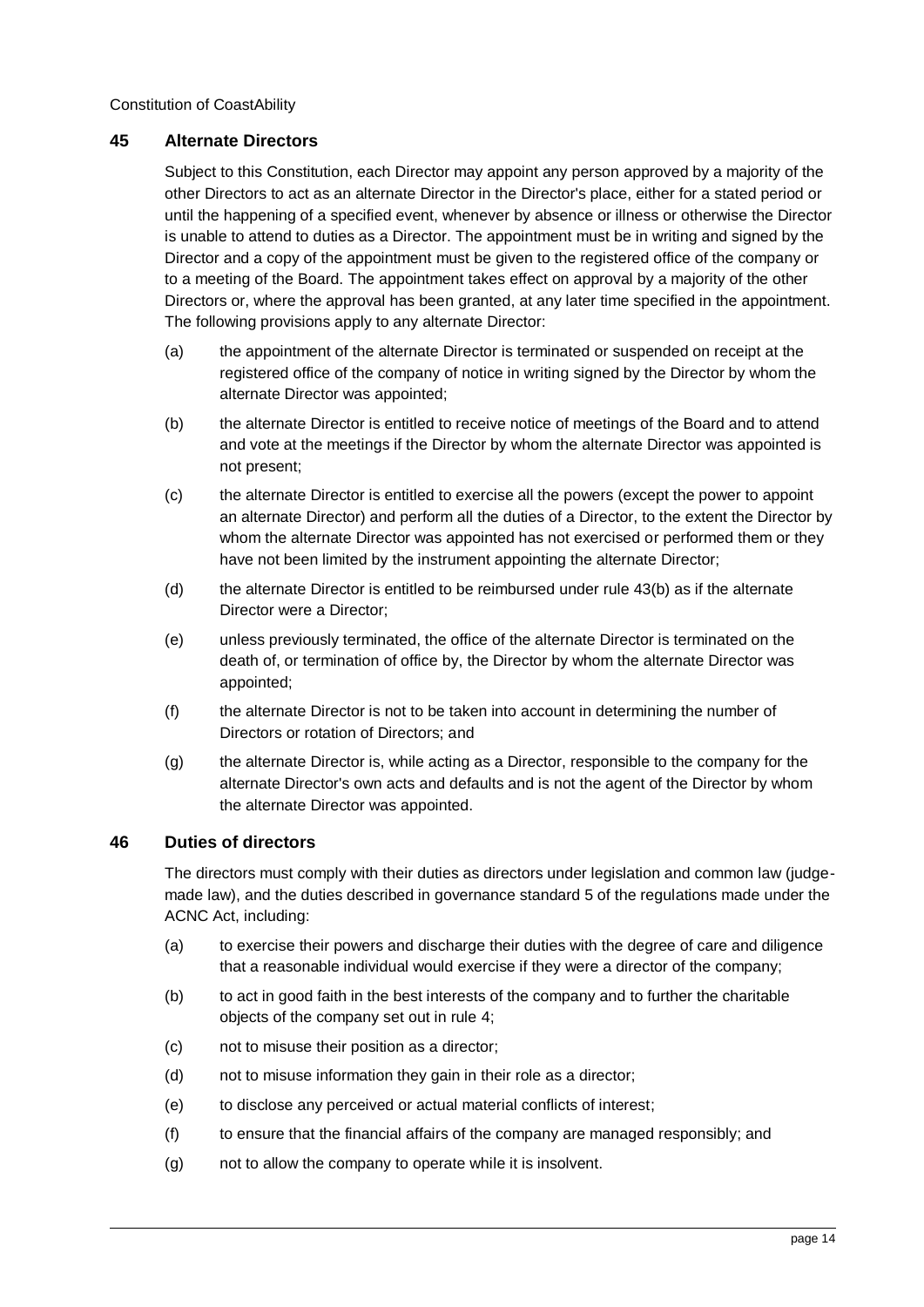## 45 Alternate Directors

Subject to this Constitution, each Director may appoint any person approved by a majority of the other Directors to act as an alternate Director in the Director's place, either for a stated period or until the happening of a specified event, whenever by absence or illness or otherwise the Director is unable to attend to duties as a Director. The appointment must be in writing and signed by the Director and a copy of the appointment must be given to the registered office of the company or to a meeting of the Board. The appointment takes effect on approval by a majority of the other Directors or, where the approval has been granted, at any later time specified in the appointment. The following provisions apply to any alternate Director:

(a) the appointment of the alternate Director is terminated or suspended on receipt at the registered office of the company of notice in writing signed by the Director by whom the alternate Director was appointed;

(b) the alternate Director is entitled to receive notice of meetings of the Board and to attend and vote at the meetings if the Director by whom the alternate Director was appointed is not present;

(c) the alternate Director is entitled to exercise all the powers (except the power to appoint an alternate Director) and perform all the duties of a Director, to the extent the Director by whom the alternate Director was appointed has not exercised or performed them or they have not been limited by the instrument appointing the alternate Director;

(d) the alternate Director is entitled to be reimbursed under rule 43(b) as if the alternate Director were a Director;

(e) unless previously terminated, the office of the alternate Director is terminated on the death of, or termination of office by, the Director by whom the alternate Director was appointed;

(f) the alternate Director is not to be taken into account in determining the number of Directors or rotation of Directors; and

(g) the alternate Director is, while acting as a Director, responsible to the company for the alternate Director's own acts and defaults and is not the agent of the Director by whom the alternate Director was appointed.

## 46 Duties of directors

The directors must comply with their duties as directors under legislation and common law (judge-made law), and the duties described in governance standard 5 of the regulations made under the ACNC Act, including:

(a) to exercise their powers and discharge their duties with the degree of care and diligence that a reasonable individual would exercise if they were a director of the company;

(b) to act in good faith in the best interests of the company and to further the charitable objects of the company set out in rule 4;

(c) not to misuse their position as a director;

(d) not to misuse information they gain in their role as a director;

(e) to disclose any perceived or actual material conflicts of interest;

(f) to ensure that the financial affairs of the company are managed responsibly; and

(g) not to allow the company to operate while it is insolvent.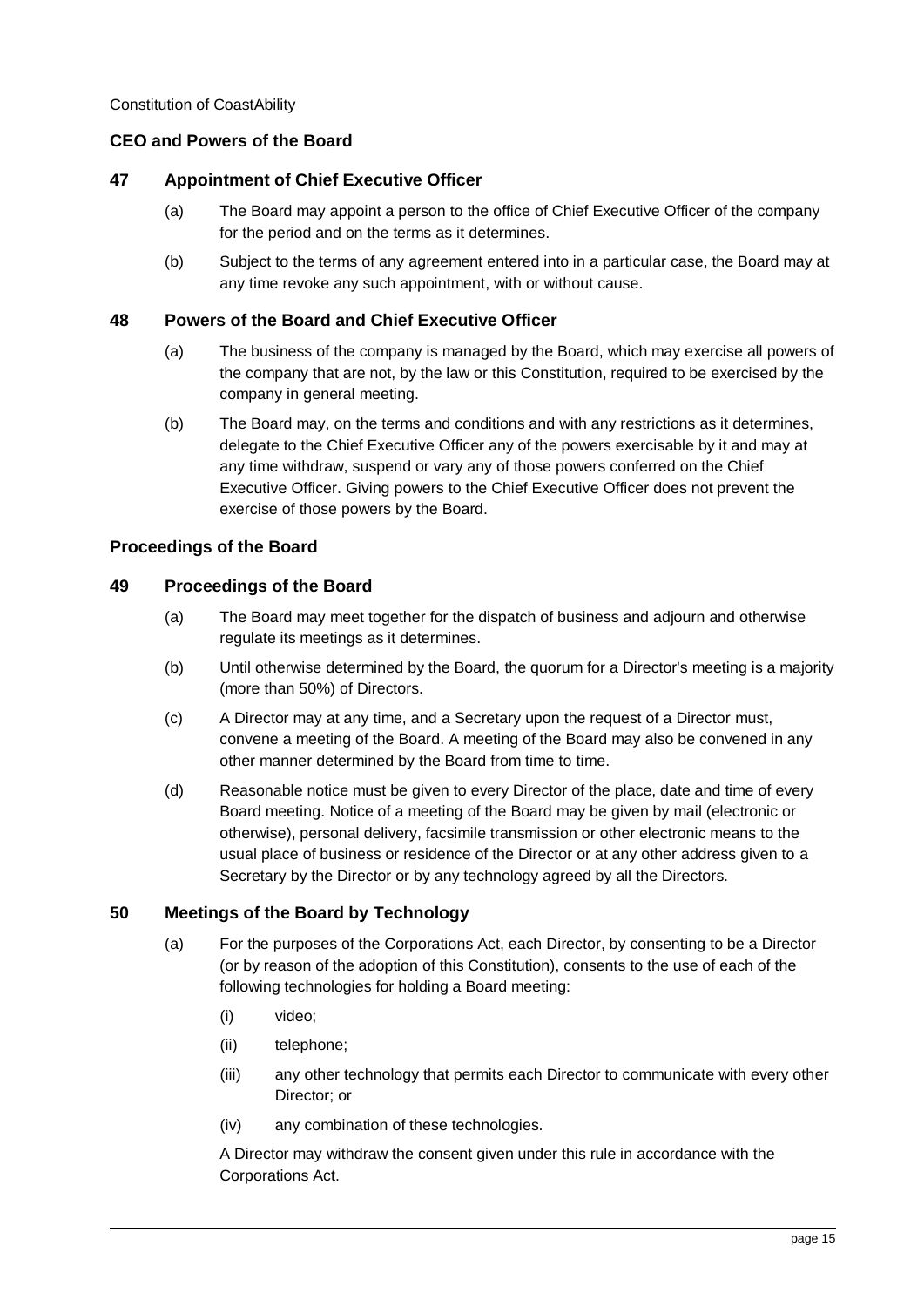## CEO and Powers of the Board

### 47 Appointment of Chief Executive Officer

(a) The Board may appoint a person to the office of Chief Executive Officer of the company for the period and on the terms as it determines.

(b) Subject to the terms of any agreement entered into in a particular case, the Board may at any time revoke any such appointment, with or without cause.

### 48 Powers of the Board and Chief Executive Officer

(a) The business of the company is managed by the Board, which may exercise all powers of the company that are not, by the law or this Constitution, required to be exercised by the company in general meeting.

(b) The Board may, on the terms and conditions and with any restrictions as it determines, delegate to the Chief Executive Officer any of the powers exercisable by it and may at any time withdraw, suspend or vary any of those powers conferred on the Chief Executive Officer. Giving powers to the Chief Executive Officer does not prevent the exercise of those powers by the Board.

## Proceedings of the Board

### 49 Proceedings of the Board

(a) The Board may meet together for the dispatch of business and adjourn and otherwise regulate its meetings as it determines.

(b) Until otherwise determined by the Board, the quorum for a Director's meeting is a majority (more than 50%) of Directors.

(c) A Director may at any time, and a Secretary upon the request of a Director must, convene a meeting of the Board. A meeting of the Board may also be convened in any other manner determined by the Board from time to time.

(d) Reasonable notice must be given to every Director of the place, date and time of every Board meeting. Notice of a meeting of the Board may be given by mail (electronic or otherwise), personal delivery, facsimile transmission or other electronic means to the usual place of business or residence of the Director or at any other address given to a Secretary by the Director or by any technology agreed by all the Directors.

### 50 Meetings of the Board by Technology

(a) For the purposes of the Corporations Act, each Director, by consenting to be a Director (or by reason of the adoption of this Constitution), consents to the use of each of the following technologies for holding a Board meeting:

   (i) video;

   (ii) telephone;

   (iii) any other technology that permits each Director to communicate with every other Director; or

   (iv) any combination of these technologies.

   A Director may withdraw the consent given under this rule in accordance with the Corporations Act.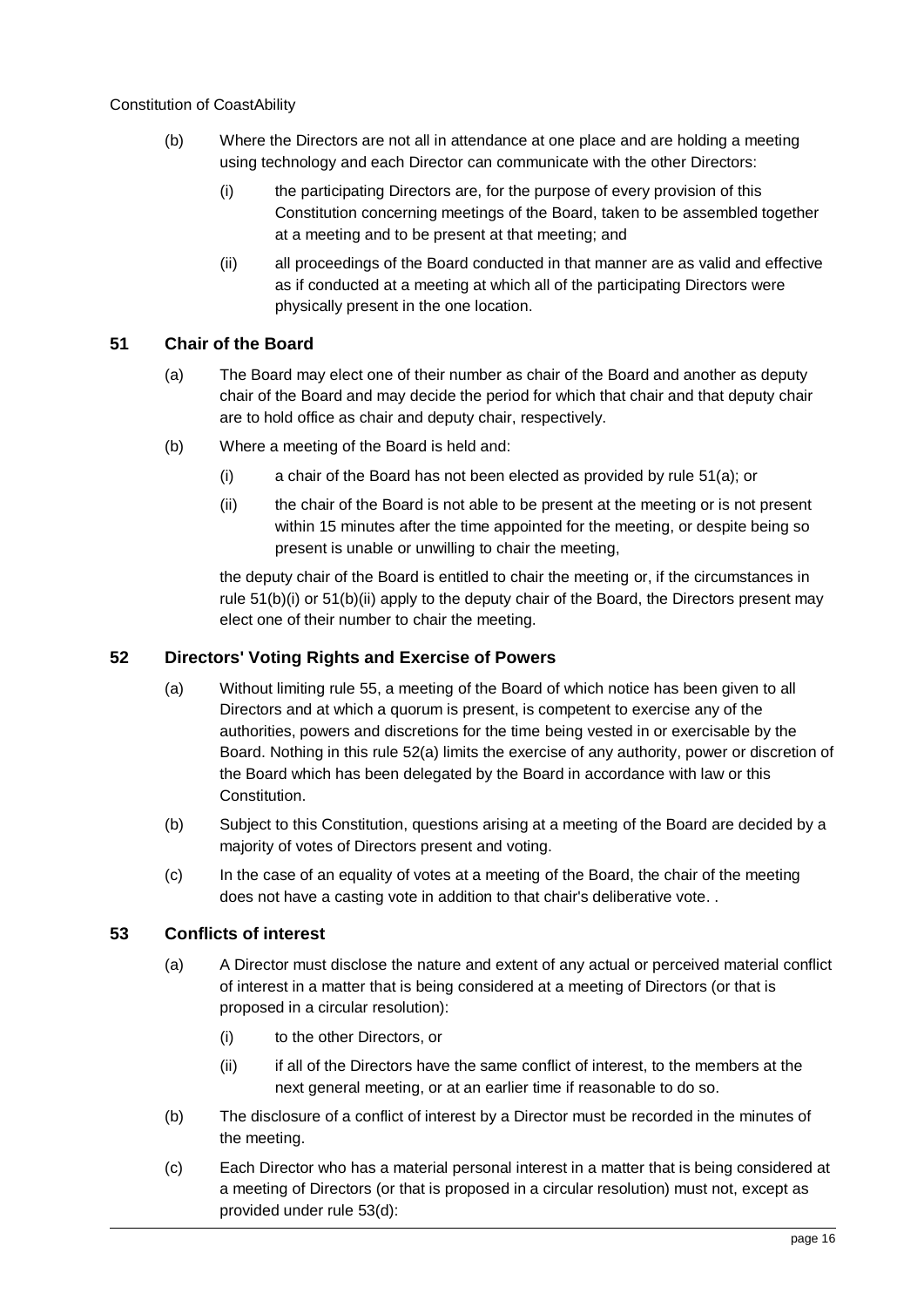(b) Where the Directors are not all in attendance at one place and are holding a meeting using technology and each Director can communicate with the other Directors:

  (i) the participating Directors are, for the purpose of every provision of this Constitution concerning meetings of the Board, taken to be assembled together at a meeting and to be present at that meeting; and

  (ii) all proceedings of the Board conducted in that manner are as valid and effective as if conducted at a meeting at which all of the participating Directors were physically present in the one location.

## 51 Chair of the Board

(a) The Board may elect one of their number as chair of the Board and another as deputy chair of the Board and may decide the period for which that chair and that deputy chair are to hold office as chair and deputy chair, respectively.

(b) Where a meeting of the Board is held and:

  (i) a chair of the Board has not been elected as provided by rule 51(a); or

  (ii) the chair of the Board is not able to be present at the meeting or is not present within 15 minutes after the time appointed for the meeting, or despite being so present is unable or unwilling to chair the meeting,

  the deputy chair of the Board is entitled to chair the meeting or, if the circumstances in rule 51(b)(i) or 51(b)(ii) apply to the deputy chair of the Board, the Directors present may elect one of their number to chair the meeting.

## 52 Directors' Voting Rights and Exercise of Powers

(a) Without limiting rule 55, a meeting of the Board of which notice has been given to all Directors and at which a quorum is present, is competent to exercise any of the authorities, powers and discretions for the time being vested in or exercisable by the Board. Nothing in this rule 52(a) limits the exercise of any authority, power or discretion of the Board which has been delegated by the Board in accordance with law or this Constitution.

(b) Subject to this Constitution, questions arising at a meeting of the Board are decided by a majority of votes of Directors present and voting.

(c) In the case of an equality of votes at a meeting of the Board, the chair of the meeting does not have a casting vote in addition to that chair's deliberative vote. .

## 53 Conflicts of interest

(a) A Director must disclose the nature and extent of any actual or perceived material conflict of interest in a matter that is being considered at a meeting of Directors (or that is proposed in a circular resolution):

  (i) to the other Directors, or

  (ii) if all of the Directors have the same conflict of interest, to the members at the next general meeting, or at an earlier time if reasonable to do so.

(b) The disclosure of a conflict of interest by a Director must be recorded in the minutes of the meeting.

(c) Each Director who has a material personal interest in a matter that is being considered at a meeting of Directors (or that is proposed in a circular resolution) must not, except as provided under rule 53(d):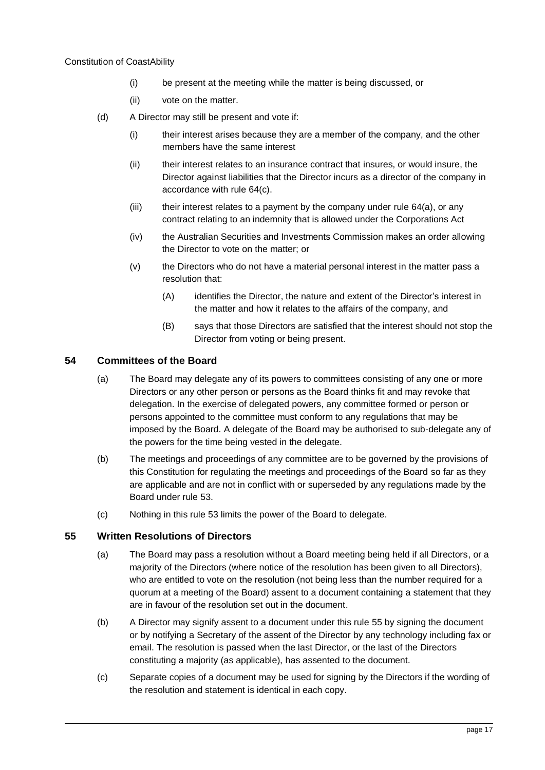(i) be present at the meeting while the matter is being discussed, or

(ii) vote on the matter.

(d) A Director may still be present and vote if:

(i) their interest arises because they are a member of the company, and the other members have the same interest

(ii) their interest relates to an insurance contract that insures, or would insure, the Director against liabilities that the Director incurs as a director of the company in accordance with rule 64(c).

(iii) their interest relates to a payment by the company under rule 64(a), or any contract relating to an indemnity that is allowed under the Corporations Act

(iv) the Australian Securities and Investments Commission makes an order allowing the Director to vote on the matter; or

(v) the Directors who do not have a material personal interest in the matter pass a resolution that:

(A) identifies the Director, the nature and extent of the Director's interest in the matter and how it relates to the affairs of the company, and

(B) says that those Directors are satisfied that the interest should not stop the Director from voting or being present.

## 54 Committees of the Board

(a) The Board may delegate any of its powers to committees consisting of any one or more Directors or any other person or persons as the Board thinks fit and may revoke that delegation. In the exercise of delegated powers, any committee formed or person or persons appointed to the committee must conform to any regulations that may be imposed by the Board. A delegate of the Board may be authorised to sub-delegate any of the powers for the time being vested in the delegate.

(b) The meetings and proceedings of any committee are to be governed by the provisions of this Constitution for regulating the meetings and proceedings of the Board so far as they are applicable and are not in conflict with or superseded by any regulations made by the Board under rule 53.

(c) Nothing in this rule 53 limits the power of the Board to delegate.

## 55 Written Resolutions of Directors

(a) The Board may pass a resolution without a Board meeting being held if all Directors, or a majority of the Directors (where notice of the resolution has been given to all Directors), who are entitled to vote on the resolution (not being less than the number required for a quorum at a meeting of the Board) assent to a document containing a statement that they are in favour of the resolution set out in the document.

(b) A Director may signify assent to a document under this rule 55 by signing the document or by notifying a Secretary of the assent of the Director by any technology including fax or email. The resolution is passed when the last Director, or the last of the Directors constituting a majority (as applicable), has assented to the document.

(c) Separate copies of a document may be used for signing by the Directors if the wording of the resolution and statement is identical in each copy.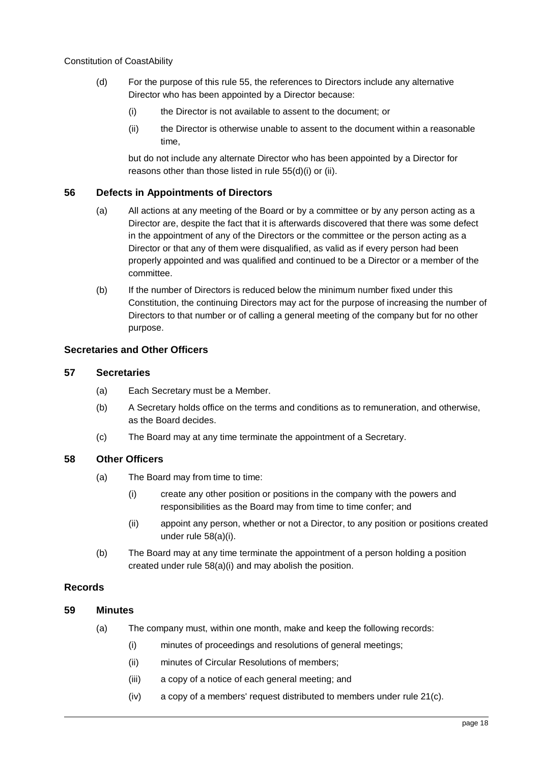(d) For the purpose of this rule 55, the references to Directors include any alternative Director who has been appointed by a Director because:

   (i) the Director is not available to assent to the document; or

   (ii) the Director is otherwise unable to assent to the document within a reasonable time,

   but do not include any alternate Director who has been appointed by a Director for reasons other than those listed in rule 55(d)(i) or (ii).

### 56 Defects in Appointments of Directors

(a) All actions at any meeting of the Board or by a committee or by any person acting as a Director are, despite the fact that it is afterwards discovered that there was some defect in the appointment of any of the Directors or the committee or the person acting as a Director or that any of them were disqualified, as valid as if every person had been properly appointed and was qualified and continued to be a Director or a member of the committee.

(b) If the number of Directors is reduced below the minimum number fixed under this Constitution, the continuing Directors may act for the purpose of increasing the number of Directors to that number or of calling a general meeting of the company but for no other purpose.

## Secretaries and Other Officers

### 57 Secretaries

(a) Each Secretary must be a Member.

(b) A Secretary holds office on the terms and conditions as to remuneration, and otherwise, as the Board decides.

(c) The Board may at any time terminate the appointment of a Secretary.

### 58 Other Officers

(a) The Board may from time to time:

   (i) create any other position or positions in the company with the powers and responsibilities as the Board may from time to time confer; and

   (ii) appoint any person, whether or not a Director, to any position or positions created under rule 58(a)(i).

(b) The Board may at any time terminate the appointment of a person holding a position created under rule 58(a)(i) and may abolish the position.

## Records

### 59 Minutes

(a) The company must, within one month, make and keep the following records:

   (i) minutes of proceedings and resolutions of general meetings;

   (ii) minutes of Circular Resolutions of members;

   (iii) a copy of a notice of each general meeting; and

   (iv) a copy of a members' request distributed to members under rule 21(c).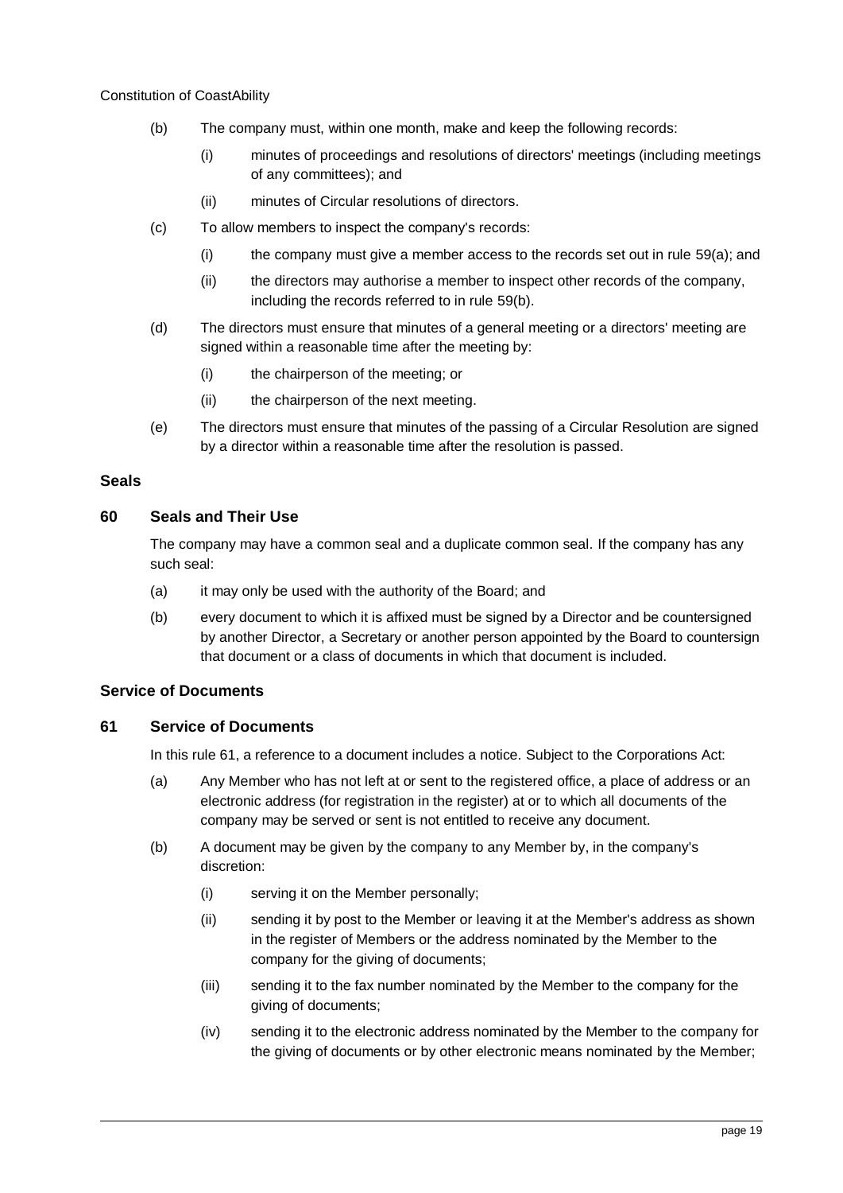(b) The company must, within one month, make and keep the following records:

  (i) minutes of proceedings and resolutions of directors' meetings (including meetings of any committees); and

  (ii) minutes of Circular resolutions of directors.

(c) To allow members to inspect the company's records:

  (i) the company must give a member access to the records set out in rule 59(a); and

  (ii) the directors may authorise a member to inspect other records of the company, including the records referred to in rule 59(b).

(d) The directors must ensure that minutes of a general meeting or a directors' meeting are signed within a reasonable time after the meeting by:

  (i) the chairperson of the meeting; or

  (ii) the chairperson of the next meeting.

(e) The directors must ensure that minutes of the passing of a Circular Resolution are signed by a director within a reasonable time after the resolution is passed.

## Seals

### 60 Seals and Their Use

The company may have a common seal and a duplicate common seal. If the company has any such seal:

(a) it may only be used with the authority of the Board; and

(b) every document to which it is affixed must be signed by a Director and be countersigned by another Director, a Secretary or another person appointed by the Board to countersign that document or a class of documents in which that document is included.

## Service of Documents

### 61 Service of Documents

In this rule 61, a reference to a document includes a notice. Subject to the Corporations Act:

(a) Any Member who has not left at or sent to the registered office, a place of address or an electronic address (for registration in the register) at or to which all documents of the company may be served or sent is not entitled to receive any document.

(b) A document may be given by the company to any Member by, in the company's discretion:

  (i) serving it on the Member personally;

  (ii) sending it by post to the Member or leaving it at the Member's address as shown in the register of Members or the address nominated by the Member to the company for the giving of documents;

  (iii) sending it to the fax number nominated by the Member to the company for the giving of documents;

  (iv) sending it to the electronic address nominated by the Member to the company for the giving of documents or by other electronic means nominated by the Member;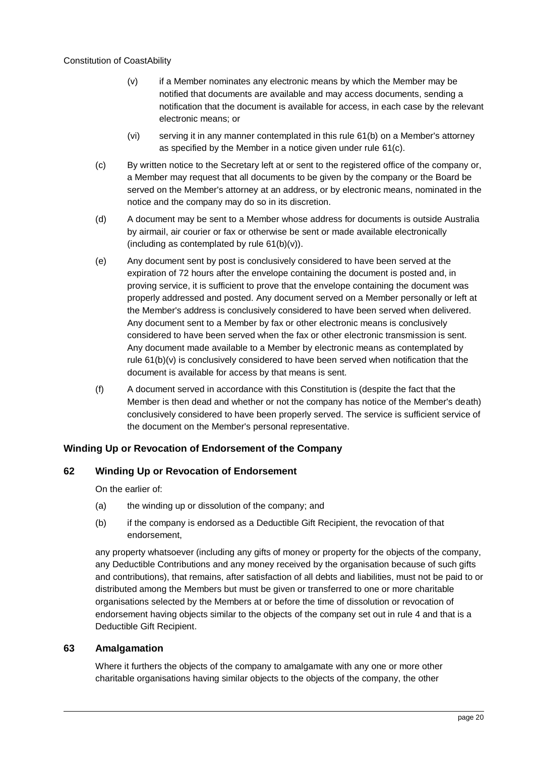(v) if a Member nominates any electronic means by which the Member may be notified that documents are available and may access documents, sending a notification that the document is available for access, in each case by the relevant electronic means; or

(vi) serving it in any manner contemplated in this rule 61(b) on a Member's attorney as specified by the Member in a notice given under rule 61(c).

(c) By written notice to the Secretary left at or sent to the registered office of the company or, a Member may request that all documents to be given by the company or the Board be served on the Member's attorney at an address, or by electronic means, nominated in the notice and the company may do so in its discretion.

(d) A document may be sent to a Member whose address for documents is outside Australia by airmail, air courier or fax or otherwise be sent or made available electronically (including as contemplated by rule 61(b)(v)).

(e) Any document sent by post is conclusively considered to have been served at the expiration of 72 hours after the envelope containing the document is posted and, in proving service, it is sufficient to prove that the envelope containing the document was properly addressed and posted. Any document served on a Member personally or left at the Member's address is conclusively considered to have been served when delivered. Any document sent to a Member by fax or other electronic means is conclusively considered to have been served when the fax or other electronic transmission is sent. Any document made available to a Member by electronic means as contemplated by rule 61(b)(v) is conclusively considered to have been served when notification that the document is available for access by that means is sent.

(f) A document served in accordance with this Constitution is (despite the fact that the Member is then dead and whether or not the company has notice of the Member's death) conclusively considered to have been properly served. The service is sufficient service of the document on the Member's personal representative.

## Winding Up or Revocation of Endorsement of the Company

### 62 Winding Up or Revocation of Endorsement

On the earlier of:

(a) the winding up or dissolution of the company; and

(b) if the company is endorsed as a Deductible Gift Recipient, the revocation of that endorsement,

any property whatsoever (including any gifts of money or property for the objects of the company, any Deductible Contributions and any money received by the organisation because of such gifts and contributions), that remains, after satisfaction of all debts and liabilities, must not be paid to or distributed among the Members but must be given or transferred to one or more charitable organisations selected by the Members at or before the time of dissolution or revocation of endorsement having objects similar to the objects of the company set out in rule 4 and that is a Deductible Gift Recipient.

### 63 Amalgamation

Where it furthers the objects of the company to amalgamate with any one or more other charitable organisations having similar objects to the objects of the company, the other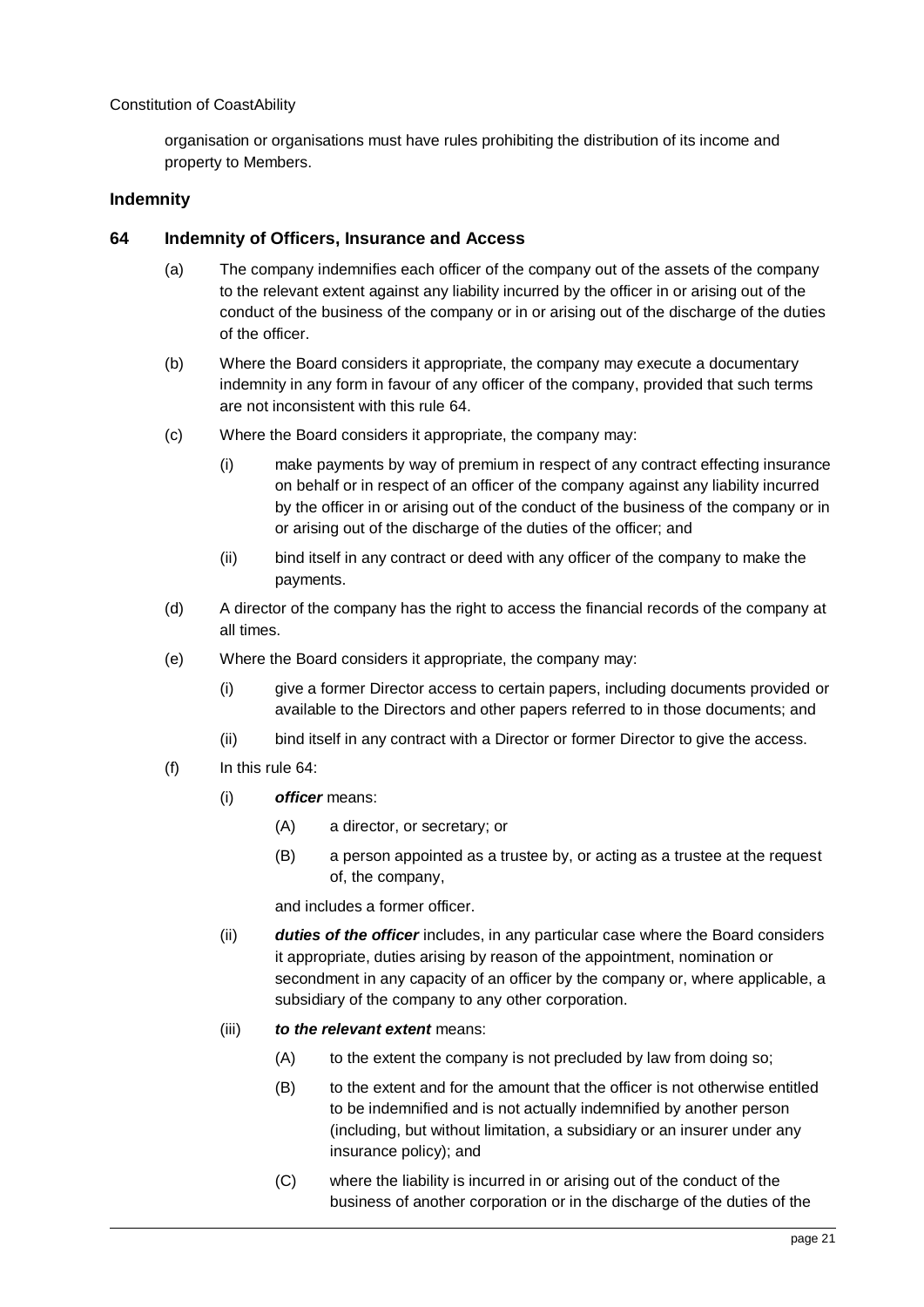organisation or organisations must have rules prohibiting the distribution of its income and property to Members.

## Indemnity

### 64 Indemnity of Officers, Insurance and Access

(a) The company indemnifies each officer of the company out of the assets of the company to the relevant extent against any liability incurred by the officer in or arising out of the conduct of the business of the company or in or arising out of the discharge of the duties of the officer.

(b) Where the Board considers it appropriate, the company may execute a documentary indemnity in any form in favour of any officer of the company, provided that such terms are not inconsistent with this rule 64.

(c) Where the Board considers it appropriate, the company may:

 (i) make payments by way of premium in respect of any contract effecting insurance on behalf or in respect of an officer of the company against any liability incurred by the officer in or arising out of the conduct of the business of the company or in or arising out of the discharge of the duties of the officer; and

 (ii) bind itself in any contract or deed with any officer of the company to make the payments.

(d) A director of the company has the right to access the financial records of the company at all times.

(e) Where the Board considers it appropriate, the company may:

 (i) give a former Director access to certain papers, including documents provided or available to the Directors and other papers referred to in those documents; and

 (ii) bind itself in any contract with a Director or former Director to give the access.

(f) In this rule 64:

 (i) ***officer*** means:

  (A) a director, or secretary; or

  (B) a person appointed as a trustee by, or acting as a trustee at the request of, the company,

 and includes a former officer.

 (ii) ***duties of the officer*** includes, in any particular case where the Board considers it appropriate, duties arising by reason of the appointment, nomination or secondment in any capacity of an officer by the company or, where applicable, a subsidiary of the company to any other corporation.

 (iii) ***to the relevant extent*** means:

  (A) to the extent the company is not precluded by law from doing so;

  (B) to the extent and for the amount that the officer is not otherwise entitled to be indemnified and is not actually indemnified by another person (including, but without limitation, a subsidiary or an insurer under any insurance policy); and

  (C) where the liability is incurred in or arising out of the conduct of the business of another corporation or in the discharge of the duties of the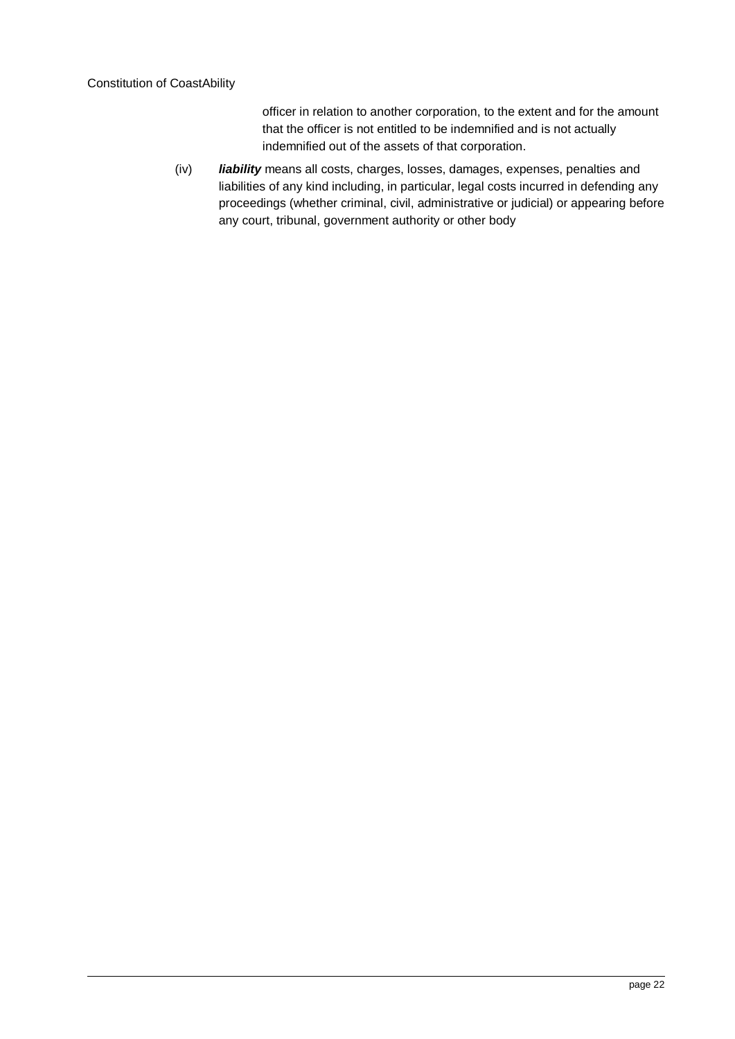officer in relation to another corporation, to the extent and for the amount that the officer is not entitled to be indemnified and is not actually indemnified out of the assets of that corporation.

(iv) ***liability*** means all costs, charges, losses, damages, expenses, penalties and liabilities of any kind including, in particular, legal costs incurred in defending any proceedings (whether criminal, civil, administrative or judicial) or appearing before any court, tribunal, government authority or other body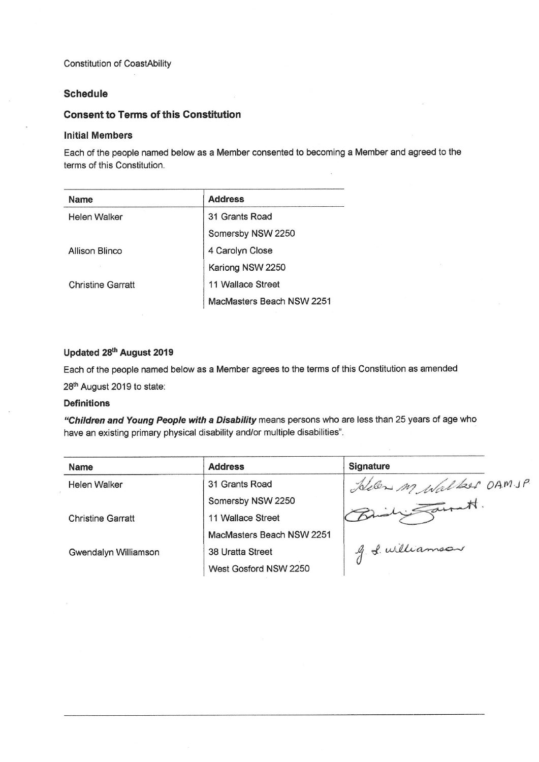Constitution of CoastAbility

## Schedule

## Consent to Terms of this Constitution

### Initial Members

Each of the people named below as a Member consented to becoming a Member and agreed to the terms of this Constitution.

| Name | Address |
|---|---|
| Helen Walker | 31 Grants Road |
| | Somersby NSW 2250 |
| Allison Blinco | 4 Carolyn Close |
| | Kariong NSW 2250 |
| Christine Garratt | 11 Wallace Street |
| | MacMasters Beach NSW 2251 |

### Updated 28th August 2019

Each of the people named below as a Member agrees to the terms of this Constitution as amended 28th August 2019 to state:

**Definitions**

***"Children and Young People with a Disability*** means persons who are less than 25 years of age who have an existing primary physical disability and/or multiple disabilities".

| Name | Address | Signature |
|---|---|---|
| Helen Walker | 31 Grants Road | Helen M Walker OAM JP |
| | Somersby NSW 2250 | |
| Christine Garratt | 11 Wallace Street | Christine Garratt. |
| | MacMasters Beach NSW 2251 | |
| Gwendalyn Williamson | 38 Uratta Street | G. L. Williamson |
| | West Gosford NSW 2250 | |